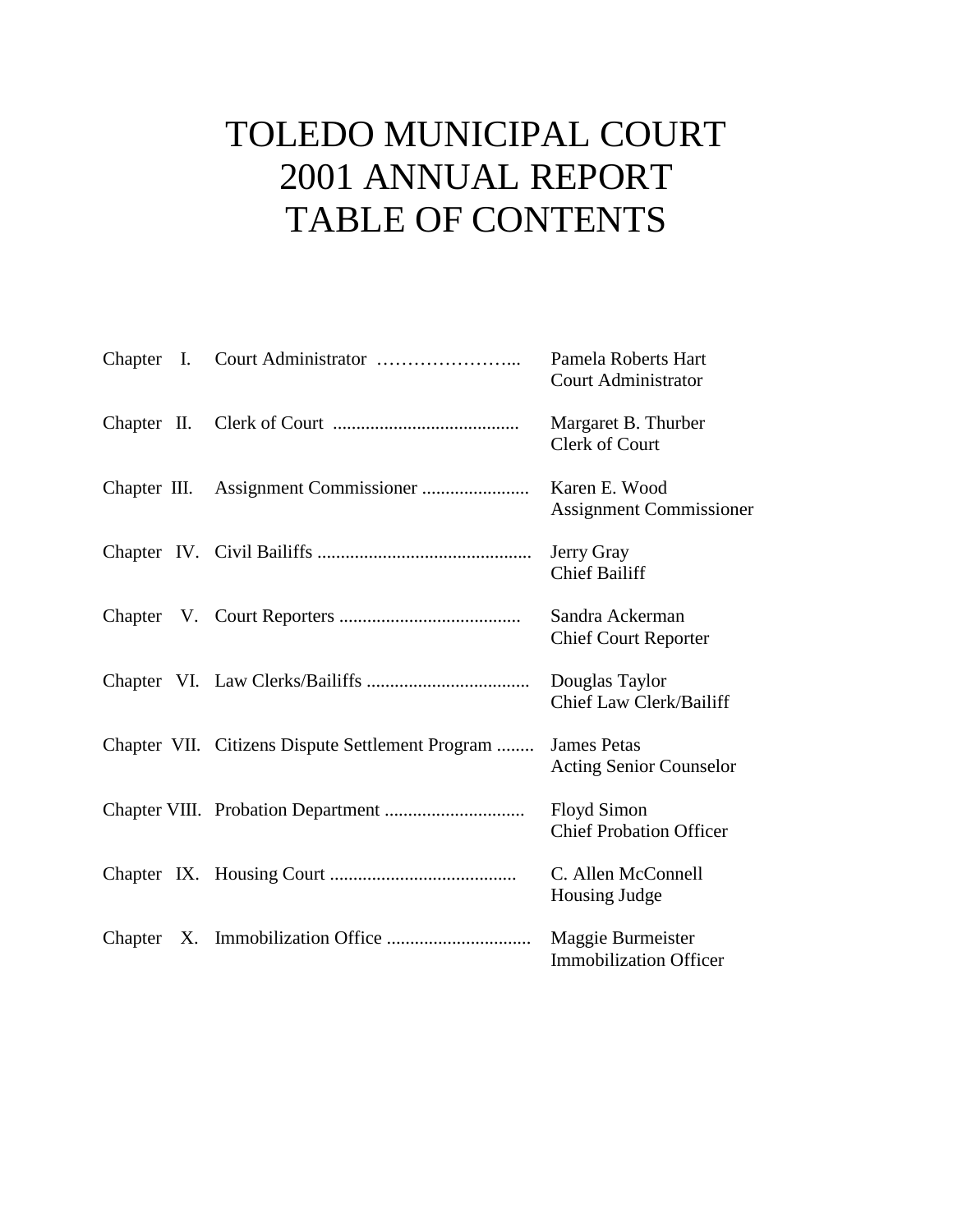# TOLEDO MUNICIPAL COURT
# 2001 ANNUAL REPORT
# TABLE OF CONTENTS

| | | |
|---|---|---|
| Chapter I. | Court Administrator …………………... | Pamela Roberts Hart<br>Court Administrator |
| Chapter II. | Clerk of Court ........................................ | Margaret B. Thurber<br>Clerk of Court |
| Chapter III. | Assignment Commissioner ....................... | Karen E. Wood<br>Assignment Commissioner |
| Chapter IV. | Civil Bailiffs .............................................. | Jerry Gray<br>Chief Bailiff |
| Chapter V. | Court Reporters ....................................... | Sandra Ackerman<br>Chief Court Reporter |
| Chapter VI. | Law Clerks/Bailiffs ................................... | Douglas Taylor<br>Chief Law Clerk/Bailiff |
| Chapter VII. | Citizens Dispute Settlement Program ........ | James Petas<br>Acting Senior Counselor |
| Chapter VIII. | Probation Department .............................. | Floyd Simon<br>Chief Probation Officer |
| Chapter IX. | Housing Court ........................................ | C. Allen McConnell<br>Housing Judge |
| Chapter X. | Immobilization Office ............................... | Maggie Burmeister<br>Immobilization Officer |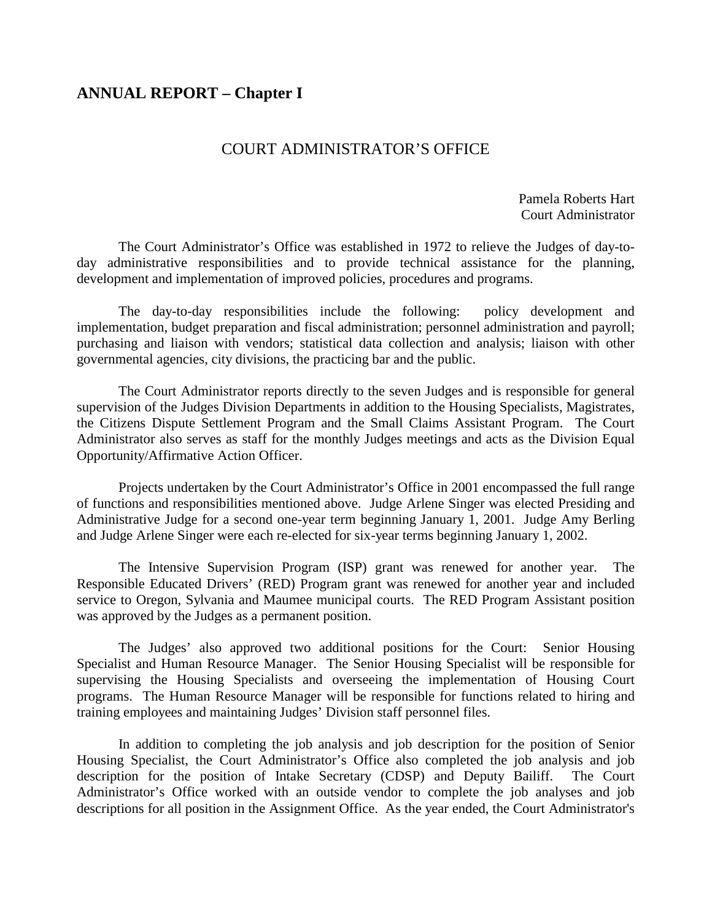## ANNUAL REPORT – Chapter I

### COURT ADMINISTRATOR'S OFFICE

Pamela Roberts Hart
Court Administrator

The Court Administrator's Office was established in 1972 to relieve the Judges of day-to-day administrative responsibilities and to provide technical assistance for the planning, development and implementation of improved policies, procedures and programs.

The day-to-day responsibilities include the following: policy development and implementation, budget preparation and fiscal administration; personnel administration and payroll; purchasing and liaison with vendors; statistical data collection and analysis; liaison with other governmental agencies, city divisions, the practicing bar and the public.

The Court Administrator reports directly to the seven Judges and is responsible for general supervision of the Judges Division Departments in addition to the Housing Specialists, Magistrates, the Citizens Dispute Settlement Program and the Small Claims Assistant Program. The Court Administrator also serves as staff for the monthly Judges meetings and acts as the Division Equal Opportunity/Affirmative Action Officer.

Projects undertaken by the Court Administrator's Office in 2001 encompassed the full range of functions and responsibilities mentioned above. Judge Arlene Singer was elected Presiding and Administrative Judge for a second one-year term beginning January 1, 2001. Judge Amy Berling and Judge Arlene Singer were each re-elected for six-year terms beginning January 1, 2002.

The Intensive Supervision Program (ISP) grant was renewed for another year. The Responsible Educated Drivers' (RED) Program grant was renewed for another year and included service to Oregon, Sylvania and Maumee municipal courts. The RED Program Assistant position was approved by the Judges as a permanent position.

The Judges' also approved two additional positions for the Court: Senior Housing Specialist and Human Resource Manager. The Senior Housing Specialist will be responsible for supervising the Housing Specialists and overseeing the implementation of Housing Court programs. The Human Resource Manager will be responsible for functions related to hiring and training employees and maintaining Judges' Division staff personnel files.

In addition to completing the job analysis and job description for the position of Senior Housing Specialist, the Court Administrator's Office also completed the job analysis and job description for the position of Intake Secretary (CDSP) and Deputy Bailiff. The Court Administrator's Office worked with an outside vendor to complete the job analyses and job descriptions for all position in the Assignment Office. As the year ended, the Court Administrator's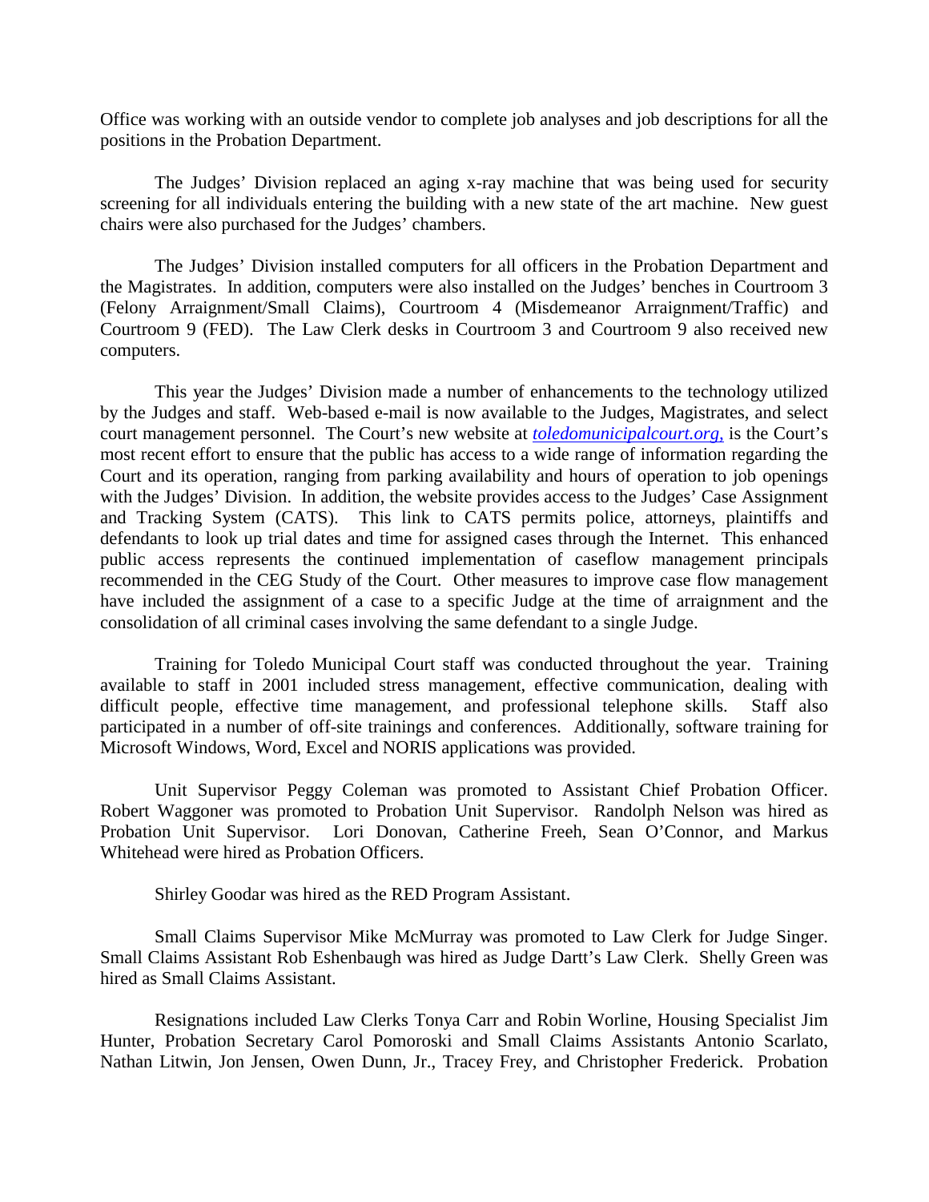Office was working with an outside vendor to complete job analyses and job descriptions for all the positions in the Probation Department.

The Judges' Division replaced an aging x-ray machine that was being used for security screening for all individuals entering the building with a new state of the art machine. New guest chairs were also purchased for the Judges' chambers.

The Judges' Division installed computers for all officers in the Probation Department and the Magistrates. In addition, computers were also installed on the Judges' benches in Courtroom 3 (Felony Arraignment/Small Claims), Courtroom 4 (Misdemeanor Arraignment/Traffic) and Courtroom 9 (FED). The Law Clerk desks in Courtroom 3 and Courtroom 9 also received new computers.

This year the Judges' Division made a number of enhancements to the technology utilized by the Judges and staff. Web-based e-mail is now available to the Judges, Magistrates, and select court management personnel. The Court's new website at *toledomunicipalcourt.org,* is the Court's most recent effort to ensure that the public has access to a wide range of information regarding the Court and its operation, ranging from parking availability and hours of operation to job openings with the Judges' Division. In addition, the website provides access to the Judges' Case Assignment and Tracking System (CATS). This link to CATS permits police, attorneys, plaintiffs and defendants to look up trial dates and time for assigned cases through the Internet. This enhanced public access represents the continued implementation of caseflow management principals recommended in the CEG Study of the Court. Other measures to improve case flow management have included the assignment of a case to a specific Judge at the time of arraignment and the consolidation of all criminal cases involving the same defendant to a single Judge.

Training for Toledo Municipal Court staff was conducted throughout the year. Training available to staff in 2001 included stress management, effective communication, dealing with difficult people, effective time management, and professional telephone skills. Staff also participated in a number of off-site trainings and conferences. Additionally, software training for Microsoft Windows, Word, Excel and NORIS applications was provided.

Unit Supervisor Peggy Coleman was promoted to Assistant Chief Probation Officer. Robert Waggoner was promoted to Probation Unit Supervisor. Randolph Nelson was hired as Probation Unit Supervisor. Lori Donovan, Catherine Freeh, Sean O'Connor, and Markus Whitehead were hired as Probation Officers.

Shirley Goodar was hired as the RED Program Assistant.

Small Claims Supervisor Mike McMurray was promoted to Law Clerk for Judge Singer. Small Claims Assistant Rob Eshenbaugh was hired as Judge Dartt's Law Clerk. Shelly Green was hired as Small Claims Assistant.

Resignations included Law Clerks Tonya Carr and Robin Worline, Housing Specialist Jim Hunter, Probation Secretary Carol Pomoroski and Small Claims Assistants Antonio Scarlato, Nathan Litwin, Jon Jensen, Owen Dunn, Jr., Tracey Frey, and Christopher Frederick. Probation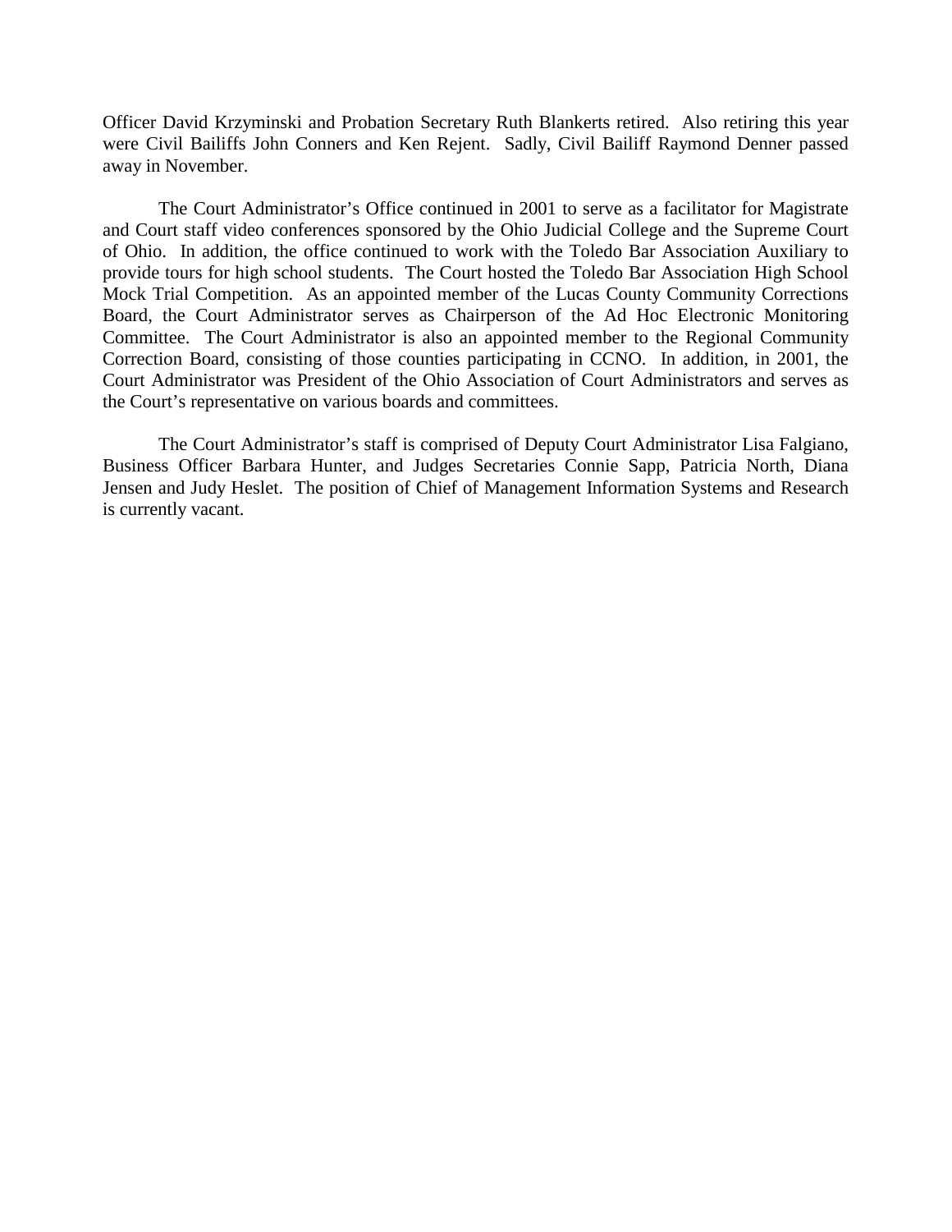Officer David Krzyminski and Probation Secretary Ruth Blankerts retired. Also retiring this year were Civil Bailiffs John Conners and Ken Rejent. Sadly, Civil Bailiff Raymond Denner passed away in November.

The Court Administrator's Office continued in 2001 to serve as a facilitator for Magistrate and Court staff video conferences sponsored by the Ohio Judicial College and the Supreme Court of Ohio. In addition, the office continued to work with the Toledo Bar Association Auxiliary to provide tours for high school students. The Court hosted the Toledo Bar Association High School Mock Trial Competition. As an appointed member of the Lucas County Community Corrections Board, the Court Administrator serves as Chairperson of the Ad Hoc Electronic Monitoring Committee. The Court Administrator is also an appointed member to the Regional Community Correction Board, consisting of those counties participating in CCNO. In addition, in 2001, the Court Administrator was President of the Ohio Association of Court Administrators and serves as the Court's representative on various boards and committees.

The Court Administrator's staff is comprised of Deputy Court Administrator Lisa Falgiano, Business Officer Barbara Hunter, and Judges Secretaries Connie Sapp, Patricia North, Diana Jensen and Judy Heslet. The position of Chief of Management Information Systems and Research is currently vacant.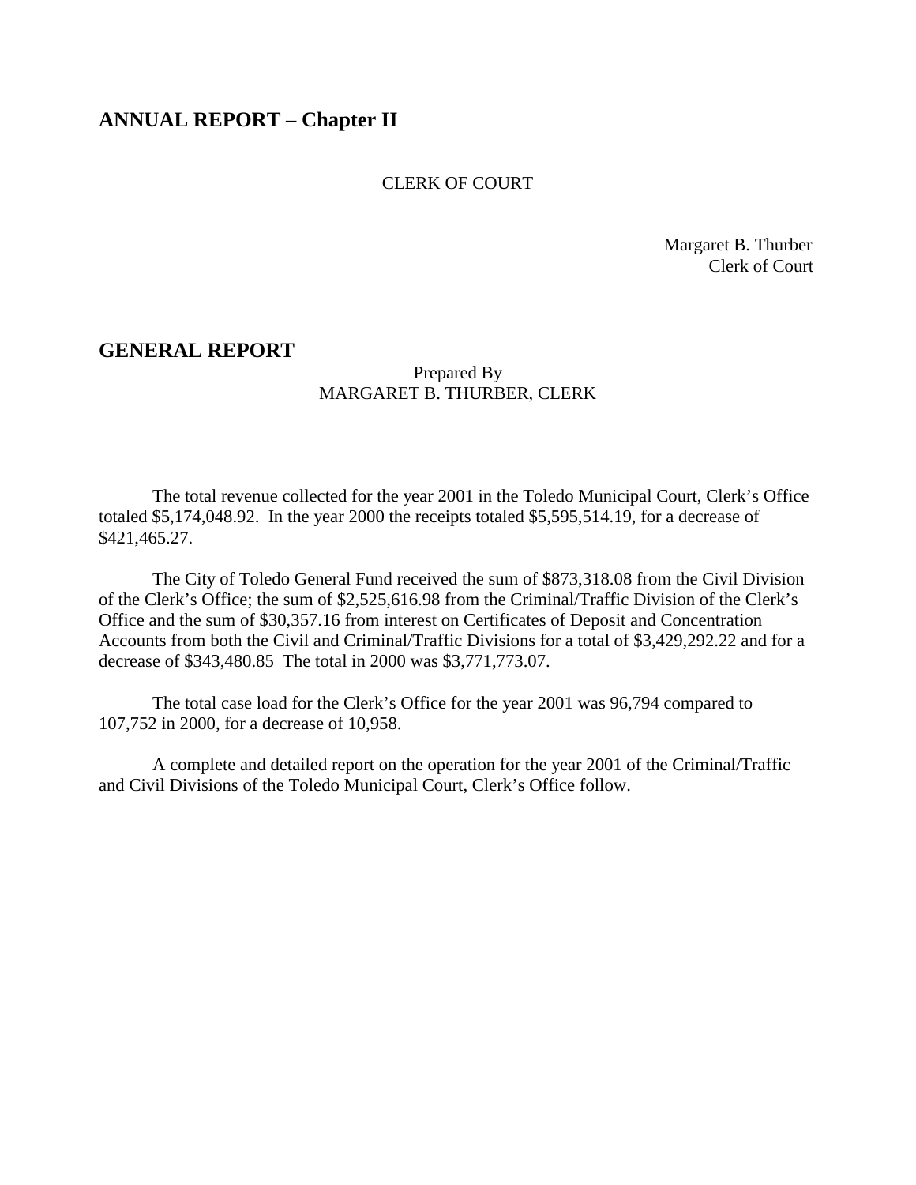# ANNUAL REPORT – Chapter II

CLERK OF COURT

Margaret B. Thurber
Clerk of Court

## GENERAL REPORT

Prepared By
MARGARET B. THURBER, CLERK

The total revenue collected for the year 2001 in the Toledo Municipal Court, Clerk's Office totaled $5,174,048.92. In the year 2000 the receipts totaled $5,595,514.19, for a decrease of $421,465.27.

The City of Toledo General Fund received the sum of $873,318.08 from the Civil Division of the Clerk's Office; the sum of $2,525,616.98 from the Criminal/Traffic Division of the Clerk's Office and the sum of $30,357.16 from interest on Certificates of Deposit and Concentration Accounts from both the Civil and Criminal/Traffic Divisions for a total of $3,429,292.22 and for a decrease of $343,480.85 The total in 2000 was $3,771,773.07.

The total case load for the Clerk's Office for the year 2001 was 96,794 compared to 107,752 in 2000, for a decrease of 10,958.

A complete and detailed report on the operation for the year 2001 of the Criminal/Traffic and Civil Divisions of the Toledo Municipal Court, Clerk's Office follow.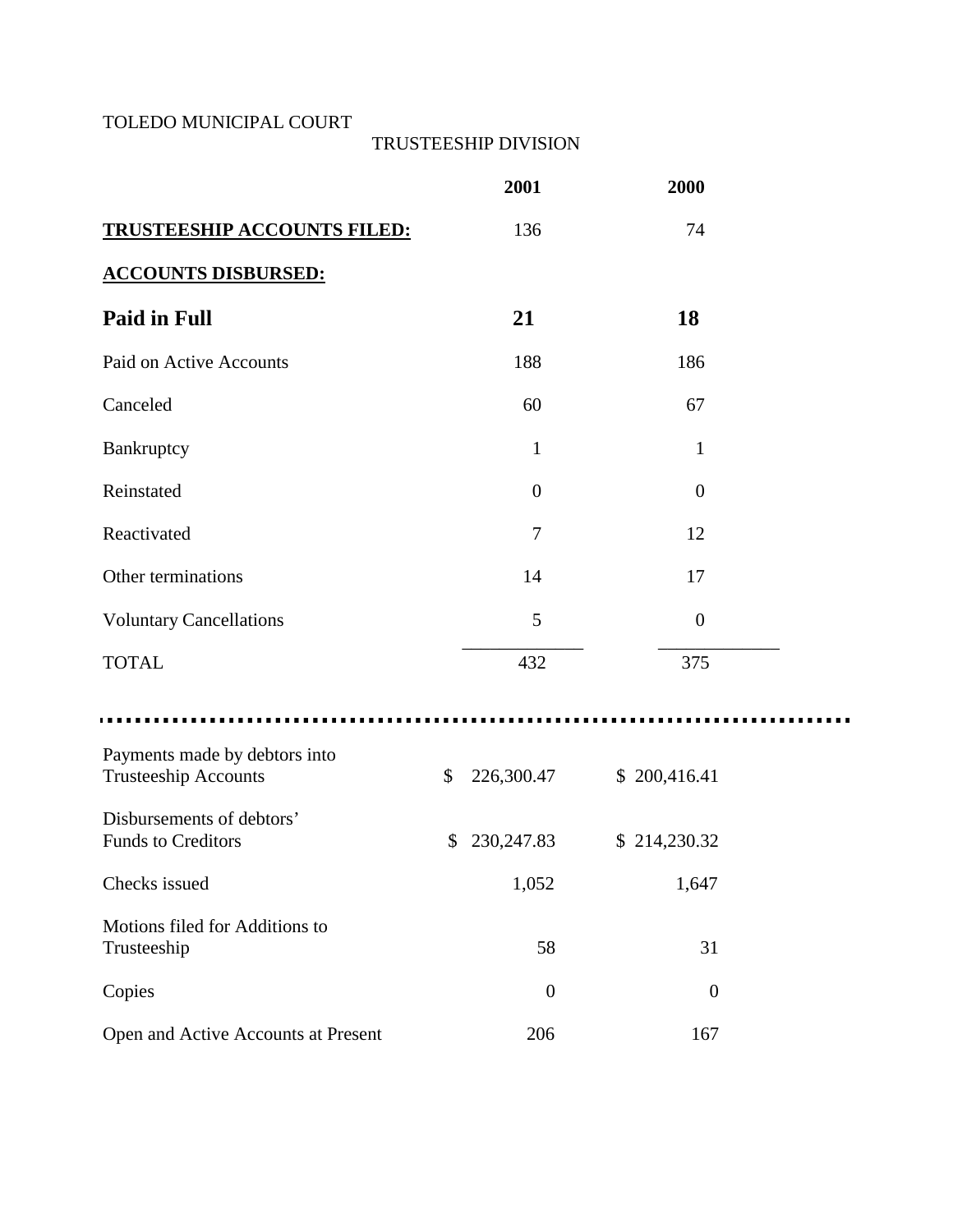TOLEDO MUNICIPAL COURT

TRUSTEESHIP DIVISION

| | 2001 | 2000 |
|---|---|---|
| **TRUSTEESHIP ACCOUNTS FILED:** | 136 | 74 |
| **ACCOUNTS DISBURSED:** | | |
| **Paid in Full** | **21** | **18** |
| Paid on Active Accounts | 188 | 186 |
| Canceled | 60 | 67 |
| Bankruptcy | 1 | 1 |
| Reinstated | 0 | 0 |
| Reactivated | 7 | 12 |
| Other terminations | 14 | 17 |
| Voluntary Cancellations | 5 | 0 |
| TOTAL | 432 | 375 |

| | 2001 | 2000 |
|---|---|---|
| Payments made by debtors into Trusteeship Accounts | $ 226,300.47 | $ 200,416.41 |
| Disbursements of debtors' Funds to Creditors | $ 230,247.83 | $ 214,230.32 |
| Checks issued | 1,052 | 1,647 |
| Motions filed for Additions to Trusteeship | 58 | 31 |
| Copies | 0 | 0 |
| Open and Active Accounts at Present | 206 | 167 |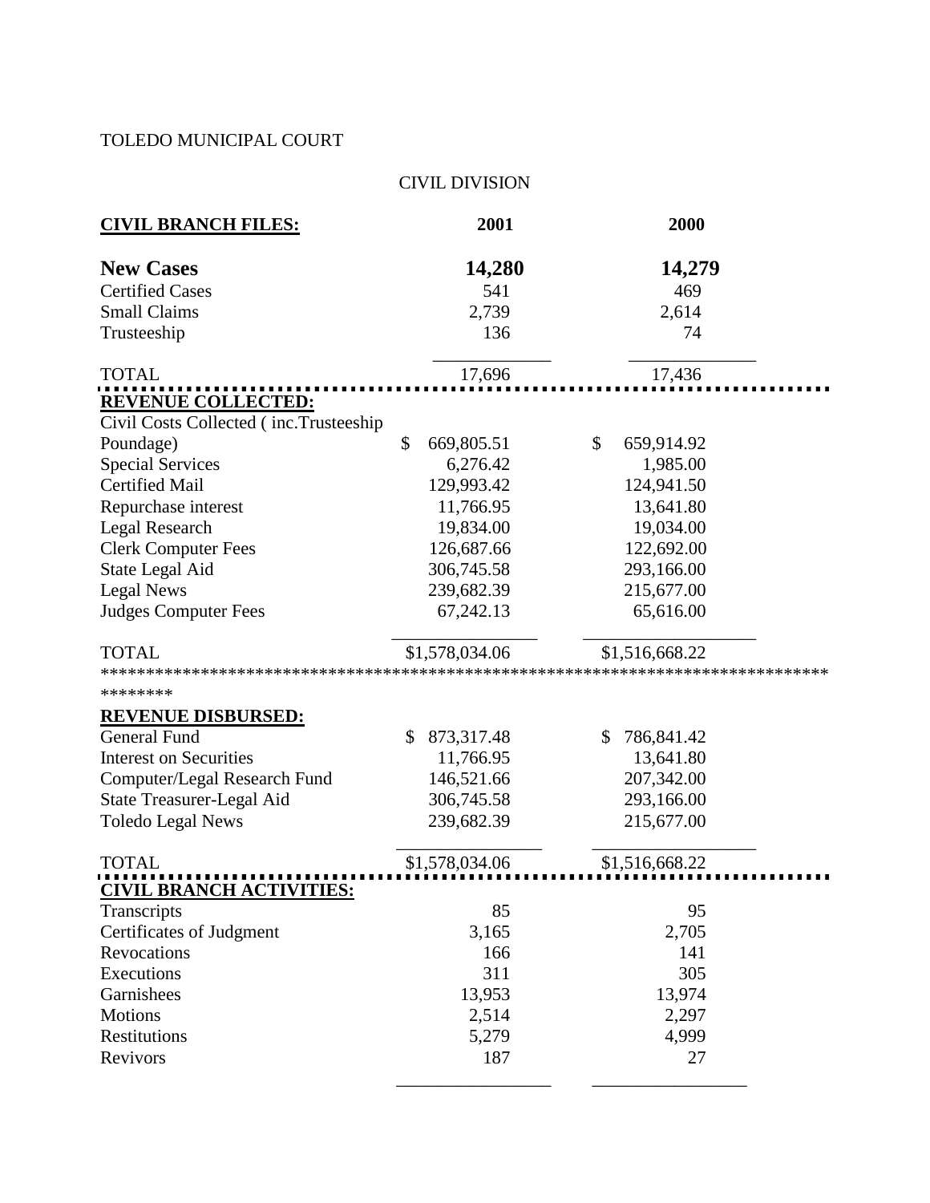TOLEDO MUNICIPAL COURT

CIVIL DIVISION

| **CIVIL BRANCH FILES:** | **2001** | **2000** |
|---|---|---|
| **New Cases** | **14,280** | **14,279** |
| Certified Cases | 541 | 469 |
| Small Claims | 2,739 | 2,614 |
| Trusteeship | 136 | 74 |
| TOTAL | 17,696 | 17,436 |
| **REVENUE COLLECTED:** | | |
| Civil Costs Collected ( inc.Trusteeship Poundage) | $ 669,805.51 | $ 659,914.92 |
| Special Services | 6,276.42 | 1,985.00 |
| Certified Mail | 129,993.42 | 124,941.50 |
| Repurchase interest | 11,766.95 | 13,641.80 |
| Legal Research | 19,834.00 | 19,034.00 |
| Clerk Computer Fees | 126,687.66 | 122,692.00 |
| State Legal Aid | 306,745.58 | 293,166.00 |
| Legal News | 239,682.39 | 215,677.00 |
| Judges Computer Fees | 67,242.13 | 65,616.00 |
| TOTAL | $1,578,034.06 | $1,516,668.22 |
| **REVENUE DISBURSED:** | | |
| General Fund | $ 873,317.48 | $ 786,841.42 |
| Interest on Securities | 11,766.95 | 13,641.80 |
| Computer/Legal Research Fund | 146,521.66 | 207,342.00 |
| State Treasurer-Legal Aid | 306,745.58 | 293,166.00 |
| Toledo Legal News | 239,682.39 | 215,677.00 |
| TOTAL | $1,578,034.06 | $1,516,668.22 |
| **CIVIL BRANCH ACTIVITIES:** | | |
| Transcripts | 85 | 95 |
| Certificates of Judgment | 3,165 | 2,705 |
| Revocations | 166 | 141 |
| Executions | 311 | 305 |
| Garnishees | 13,953 | 13,974 |
| Motions | 2,514 | 2,297 |
| Restitutions | 5,279 | 4,999 |
| Revivors | 187 | 27 |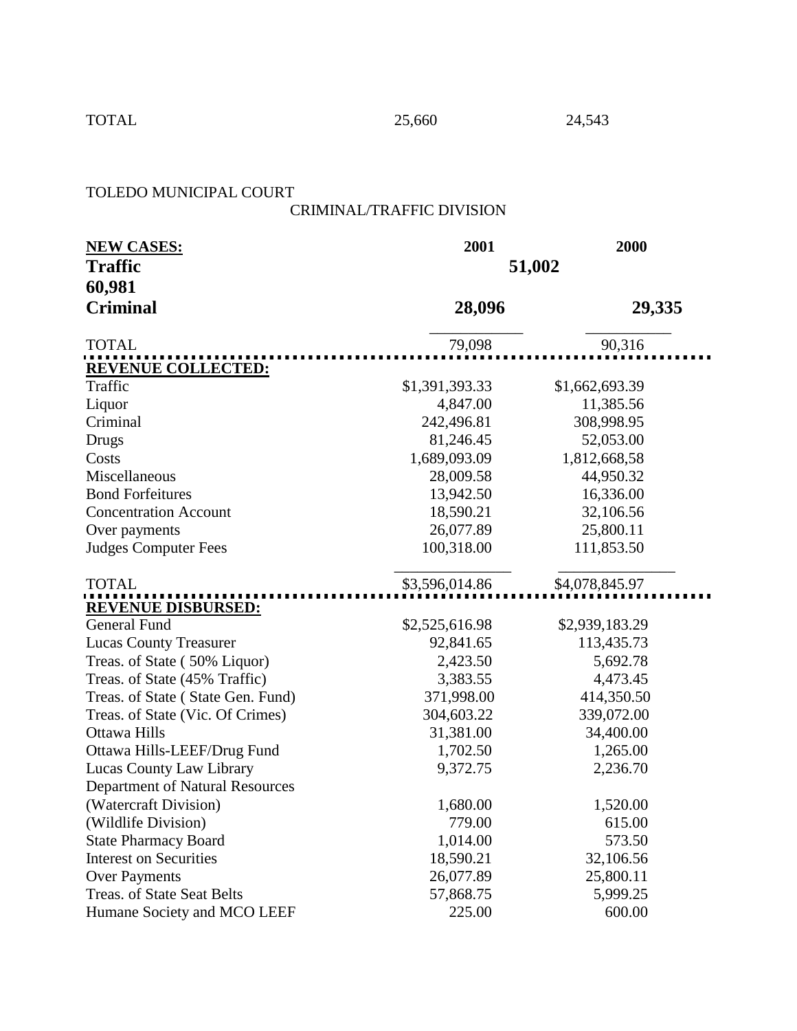| TOTAL | 25,660 | 24,543 |
|---|---|---|

TOLEDO MUNICIPAL COURT

CRIMINAL/TRAFFIC DIVISION

| **NEW CASES:** | **2001** | **2000** |
|---|---|---|
| **Traffic** | **51,002** | **60,981** |
| **Criminal** | **28,096** | **29,335** |
| TOTAL | 79,098 | 90,316 |
| **REVENUE COLLECTED:** | | |
| Traffic | $1,391,393.33 | $1,662,693.39 |
| Liquor | 4,847.00 | 11,385.56 |
| Criminal | 242,496.81 | 308,998.95 |
| Drugs | 81,246.45 | 52,053.00 |
| Costs | 1,689,093.09 | 1,812,668,58 |
| Miscellaneous | 28,009.58 | 44,950.32 |
| Bond Forfeitures | 13,942.50 | 16,336.00 |
| Concentration Account | 18,590.21 | 32,106.56 |
| Over payments | 26,077.89 | 25,800.11 |
| Judges Computer Fees | 100,318.00 | 111,853.50 |
| TOTAL | $3,596,014.86 | $4,078,845.97 |
| **REVENUE DISBURSED:** | | |
| General Fund | $2,525,616.98 | $2,939,183.29 |
| Lucas County Treasurer | 92,841.65 | 113,435.73 |
| Treas. of State ( 50% Liquor) | 2,423.50 | 5,692.78 |
| Treas. of State (45% Traffic) | 3,383.55 | 4,473.45 |
| Treas. of State ( State Gen. Fund) | 371,998.00 | 414,350.50 |
| Treas. of State (Vic. Of Crimes) | 304,603.22 | 339,072.00 |
| Ottawa Hills | 31,381.00 | 34,400.00 |
| Ottawa Hills-LEEF/Drug Fund | 1,702.50 | 1,265.00 |
| Lucas County Law Library | 9,372.75 | 2,236.70 |
| Department of Natural Resources | | |
| (Watercraft Division) | 1,680.00 | 1,520.00 |
| (Wildlife Division) | 779.00 | 615.00 |
| State Pharmacy Board | 1,014.00 | 573.50 |
| Interest on Securities | 18,590.21 | 32,106.56 |
| Over Payments | 26,077.89 | 25,800.11 |
| Treas. of State Seat Belts | 57,868.75 | 5,999.25 |
| Humane Society and MCO LEEF | 225.00 | 600.00 |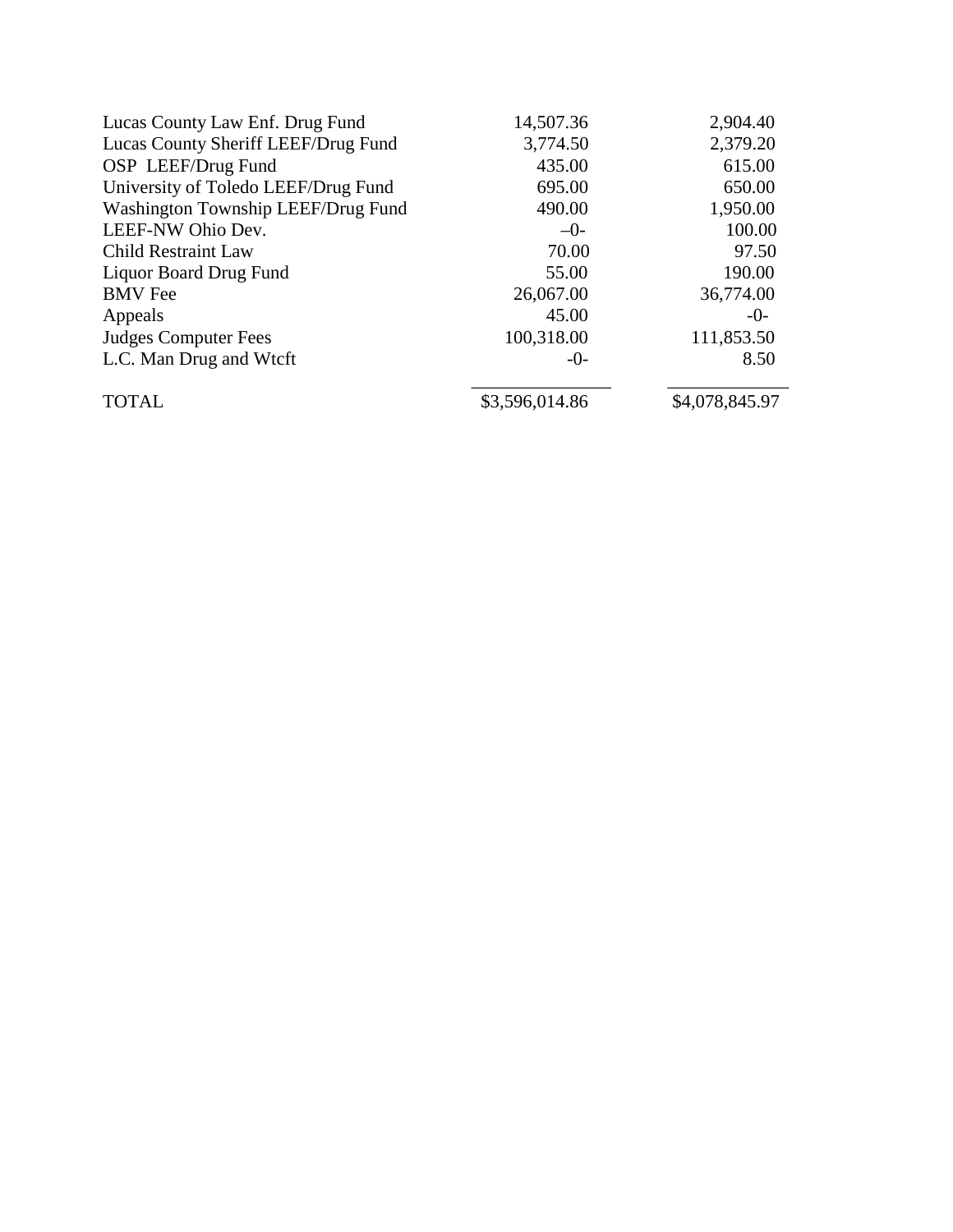| | | |
|---|---|---|
| Lucas County Law Enf. Drug Fund | 14,507.36 | 2,904.40 |
| Lucas County Sheriff LEEF/Drug Fund | 3,774.50 | 2,379.20 |
| OSP LEEF/Drug Fund | 435.00 | 615.00 |
| University of Toledo LEEF/Drug Fund | 695.00 | 650.00 |
| Washington Township LEEF/Drug Fund | 490.00 | 1,950.00 |
| LEEF-NW Ohio Dev. | –0- | 100.00 |
| Child Restraint Law | 70.00 | 97.50 |
| Liquor Board Drug Fund | 55.00 | 190.00 |
| BMV Fee | 26,067.00 | 36,774.00 |
| Appeals | 45.00 | -0- |
| Judges Computer Fees | 100,318.00 | 111,853.50 |
| L.C. Man Drug and Wtcft | -0- | 8.50 |
| TOTAL | $3,596,014.86 | $4,078,845.97 |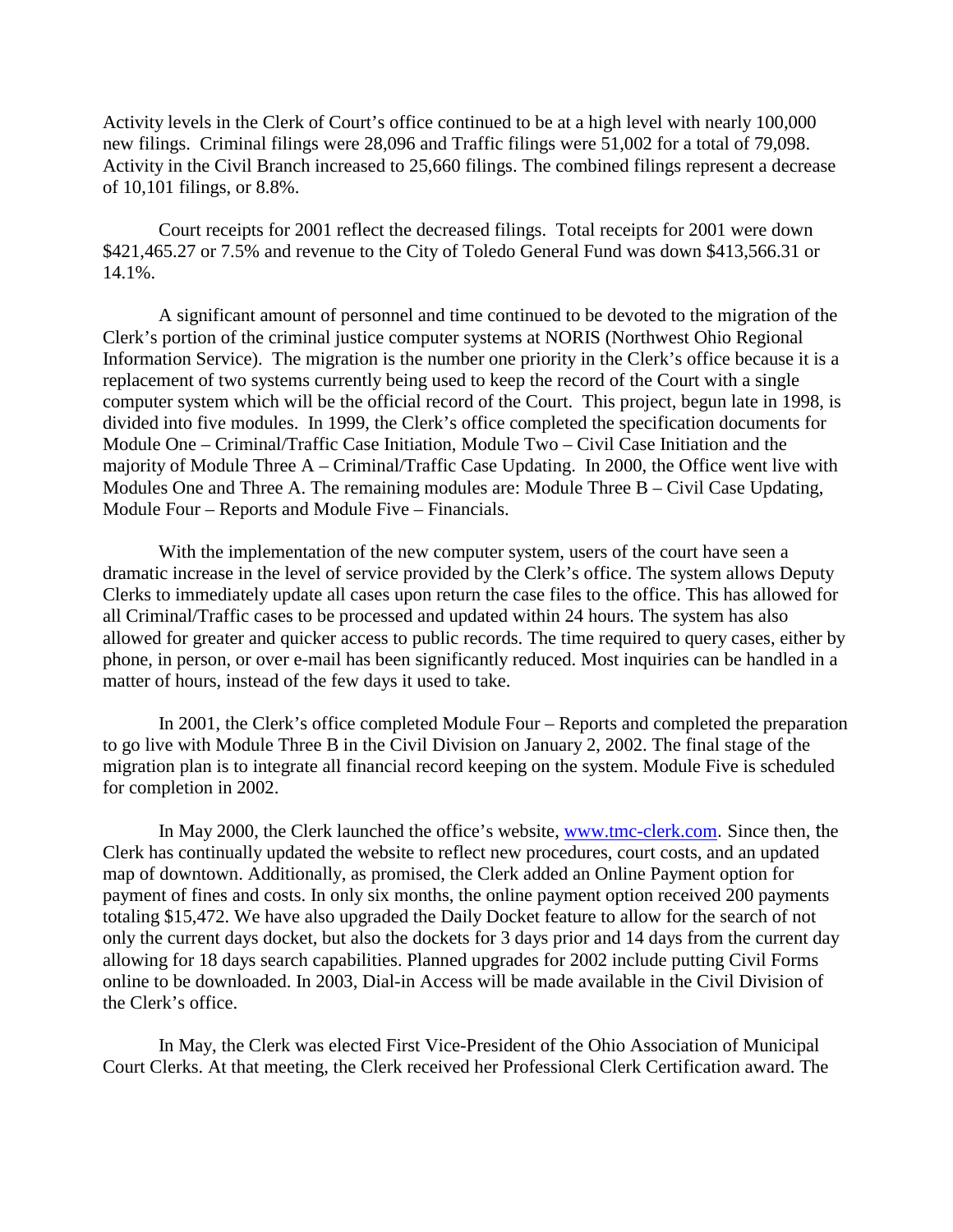Activity levels in the Clerk of Court's office continued to be at a high level with nearly 100,000 new filings. Criminal filings were 28,096 and Traffic filings were 51,002 for a total of 79,098. Activity in the Civil Branch increased to 25,660 filings. The combined filings represent a decrease of 10,101 filings, or 8.8%.

Court receipts for 2001 reflect the decreased filings. Total receipts for 2001 were down $421,465.27 or 7.5% and revenue to the City of Toledo General Fund was down $413,566.31 or 14.1%.

A significant amount of personnel and time continued to be devoted to the migration of the Clerk's portion of the criminal justice computer systems at NORIS (Northwest Ohio Regional Information Service). The migration is the number one priority in the Clerk's office because it is a replacement of two systems currently being used to keep the record of the Court with a single computer system which will be the official record of the Court. This project, begun late in 1998, is divided into five modules. In 1999, the Clerk's office completed the specification documents for Module One – Criminal/Traffic Case Initiation, Module Two – Civil Case Initiation and the majority of Module Three A – Criminal/Traffic Case Updating. In 2000, the Office went live with Modules One and Three A. The remaining modules are: Module Three B – Civil Case Updating, Module Four – Reports and Module Five – Financials.

With the implementation of the new computer system, users of the court have seen a dramatic increase in the level of service provided by the Clerk's office. The system allows Deputy Clerks to immediately update all cases upon return the case files to the office. This has allowed for all Criminal/Traffic cases to be processed and updated within 24 hours. The system has also allowed for greater and quicker access to public records. The time required to query cases, either by phone, in person, or over e-mail has been significantly reduced. Most inquiries can be handled in a matter of hours, instead of the few days it used to take.

In 2001, the Clerk's office completed Module Four – Reports and completed the preparation to go live with Module Three B in the Civil Division on January 2, 2002. The final stage of the migration plan is to integrate all financial record keeping on the system. Module Five is scheduled for completion in 2002.

In May 2000, the Clerk launched the office's website, www.tmc-clerk.com. Since then, the Clerk has continually updated the website to reflect new procedures, court costs, and an updated map of downtown. Additionally, as promised, the Clerk added an Online Payment option for payment of fines and costs. In only six months, the online payment option received 200 payments totaling $15,472. We have also upgraded the Daily Docket feature to allow for the search of not only the current days docket, but also the dockets for 3 days prior and 14 days from the current day allowing for 18 days search capabilities. Planned upgrades for 2002 include putting Civil Forms online to be downloaded. In 2003, Dial-in Access will be made available in the Civil Division of the Clerk's office.

In May, the Clerk was elected First Vice-President of the Ohio Association of Municipal Court Clerks. At that meeting, the Clerk received her Professional Clerk Certification award. The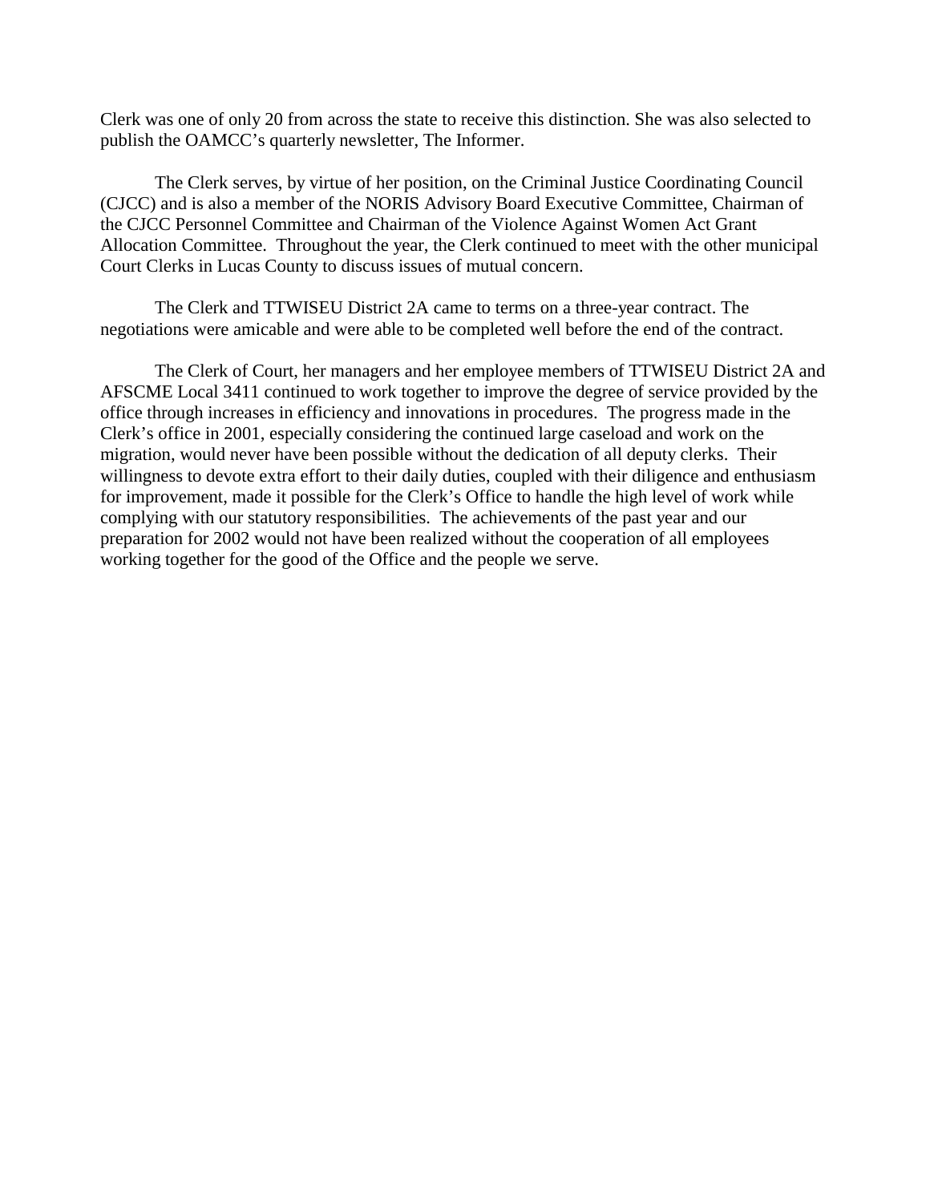Clerk was one of only 20 from across the state to receive this distinction. She was also selected to publish the OAMCC's quarterly newsletter, The Informer.

The Clerk serves, by virtue of her position, on the Criminal Justice Coordinating Council (CJCC) and is also a member of the NORIS Advisory Board Executive Committee, Chairman of the CJCC Personnel Committee and Chairman of the Violence Against Women Act Grant Allocation Committee. Throughout the year, the Clerk continued to meet with the other municipal Court Clerks in Lucas County to discuss issues of mutual concern.

The Clerk and TTWISEU District 2A came to terms on a three-year contract. The negotiations were amicable and were able to be completed well before the end of the contract.

The Clerk of Court, her managers and her employee members of TTWISEU District 2A and AFSCME Local 3411 continued to work together to improve the degree of service provided by the office through increases in efficiency and innovations in procedures. The progress made in the Clerk's office in 2001, especially considering the continued large caseload and work on the migration, would never have been possible without the dedication of all deputy clerks. Their willingness to devote extra effort to their daily duties, coupled with their diligence and enthusiasm for improvement, made it possible for the Clerk's Office to handle the high level of work while complying with our statutory responsibilities. The achievements of the past year and our preparation for 2002 would not have been realized without the cooperation of all employees working together for the good of the Office and the people we serve.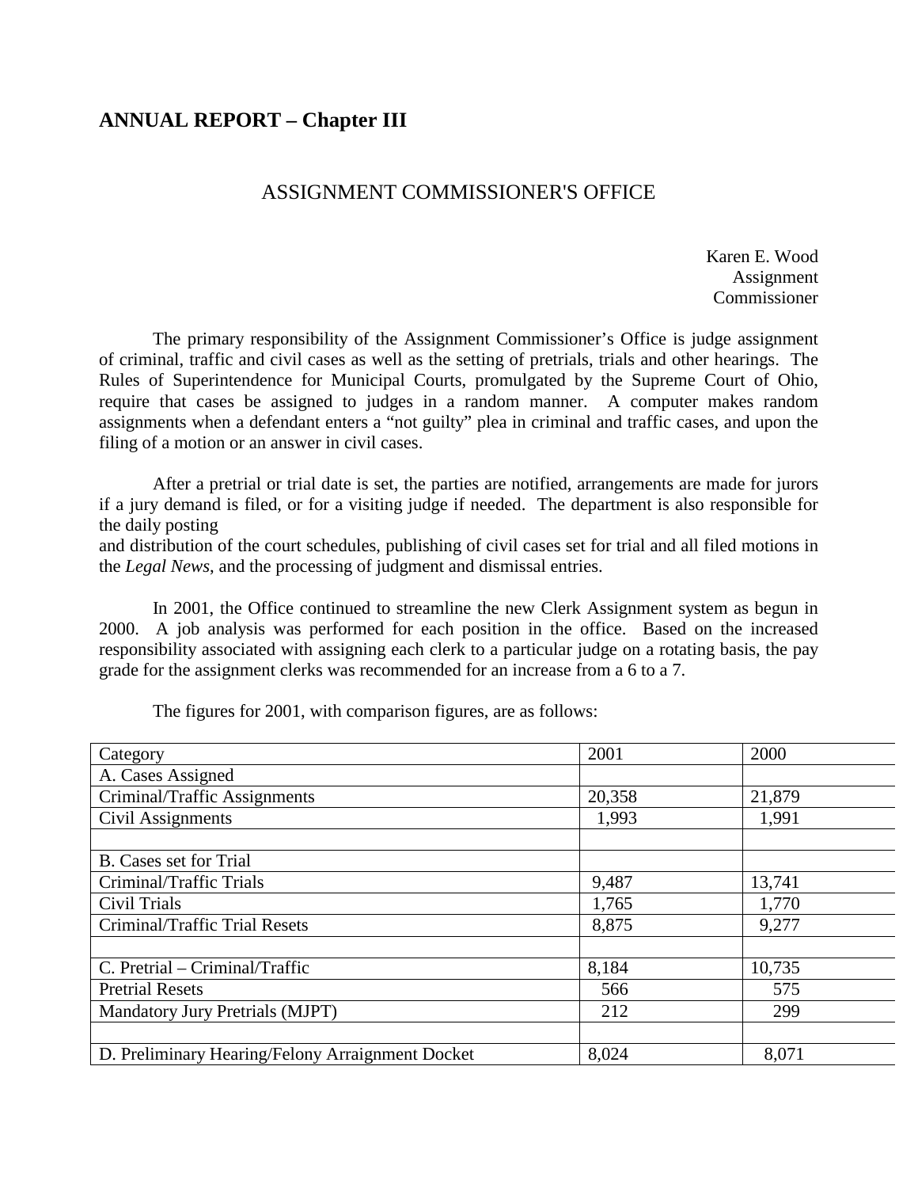# ANNUAL REPORT – Chapter III

## ASSIGNMENT COMMISSIONER'S OFFICE

Karen E. Wood
Assignment
Commissioner

The primary responsibility of the Assignment Commissioner's Office is judge assignment of criminal, traffic and civil cases as well as the setting of pretrials, trials and other hearings. The Rules of Superintendence for Municipal Courts, promulgated by the Supreme Court of Ohio, require that cases be assigned to judges in a random manner. A computer makes random assignments when a defendant enters a "not guilty" plea in criminal and traffic cases, and upon the filing of a motion or an answer in civil cases.

After a pretrial or trial date is set, the parties are notified, arrangements are made for jurors if a jury demand is filed, or for a visiting judge if needed. The department is also responsible for the daily posting
and distribution of the court schedules, publishing of civil cases set for trial and all filed motions in the *Legal News*, and the processing of judgment and dismissal entries.

In 2001, the Office continued to streamline the new Clerk Assignment system as begun in 2000. A job analysis was performed for each position in the office. Based on the increased responsibility associated with assigning each clerk to a particular judge on a rotating basis, the pay grade for the assignment clerks was recommended for an increase from a 6 to a 7.

The figures for 2001, with comparison figures, are as follows:

| Category | 2001 | 2000 |
|---|---|---|
| A. Cases Assigned | | |
| Criminal/Traffic Assignments | 20,358 | 21,879 |
| Civil Assignments | 1,993 | 1,991 |
| | | |
| B. Cases set for Trial | | |
| Criminal/Traffic Trials | 9,487 | 13,741 |
| Civil Trials | 1,765 | 1,770 |
| Criminal/Traffic Trial Resets | 8,875 | 9,277 |
| | | |
| C. Pretrial – Criminal/Traffic | 8,184 | 10,735 |
| Pretrial Resets | 566 | 575 |
| Mandatory Jury Pretrials (MJPT) | 212 | 299 |
| | | |
| D. Preliminary Hearing/Felony Arraignment Docket | 8,024 | 8,071 |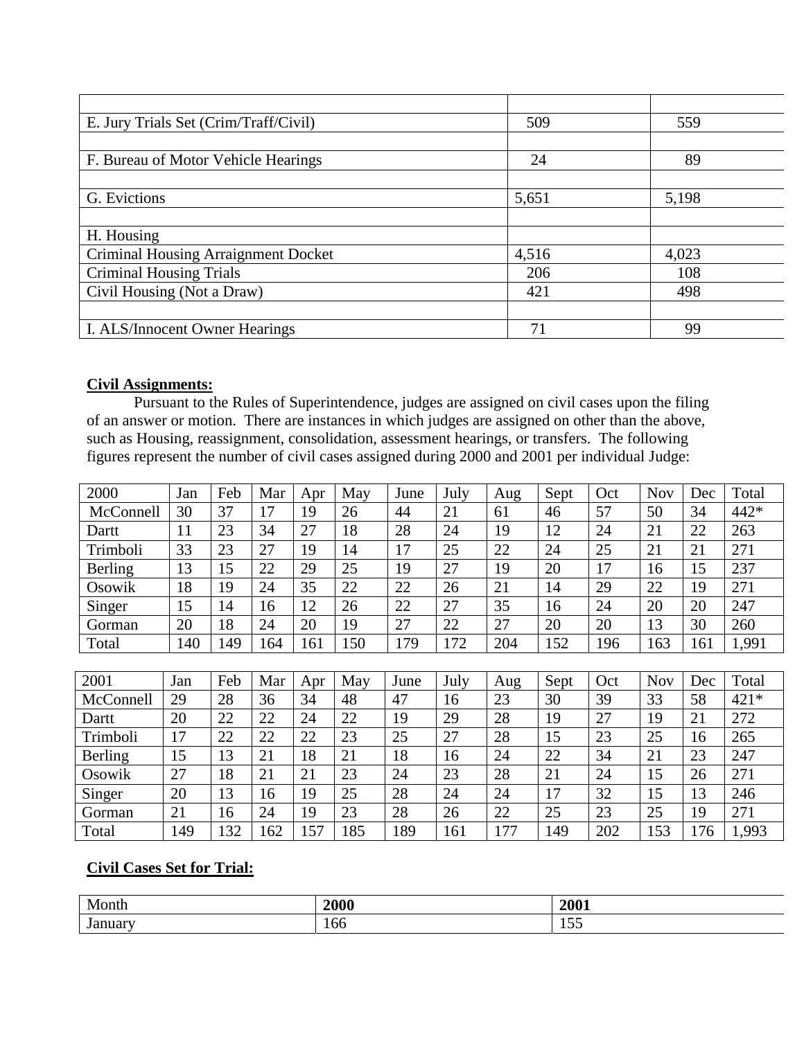| | | |
|---|---|---|
| E. Jury Trials Set (Crim/Traff/Civil) | 509 | 559 |
| | | |
| F. Bureau of Motor Vehicle Hearings | 24 | 89 |
| | | |
| G. Evictions | 5,651 | 5,198 |
| | | |
| H. Housing | | |
| Criminal Housing Arraignment Docket | 4,516 | 4,023 |
| Criminal Housing Trials | 206 | 108 |
| Civil Housing (Not a Draw) | 421 | 498 |
| | | |
| I. ALS/Innocent Owner Hearings | 71 | 99 |

**Civil Assignments:**

Pursuant to the Rules of Superintendence, judges are assigned on civil cases upon the filing of an answer or motion. There are instances in which judges are assigned on other than the above, such as Housing, reassignment, consolidation, assessment hearings, or transfers. The following figures represent the number of civil cases assigned during 2000 and 2001 per individual Judge:

| 2000 | Jan | Feb | Mar | Apr | May | June | July | Aug | Sept | Oct | Nov | Dec | Total |
|---|---|---|---|---|---|---|---|---|---|---|---|---|---|
| McConnell | 30 | 37 | 17 | 19 | 26 | 44 | 21 | 61 | 46 | 57 | 50 | 34 | 442* |
| Dartt | 11 | 23 | 34 | 27 | 18 | 28 | 24 | 19 | 12 | 24 | 21 | 22 | 263 |
| Trimboli | 33 | 23 | 27 | 19 | 14 | 17 | 25 | 22 | 24 | 25 | 21 | 21 | 271 |
| Berling | 13 | 15 | 22 | 29 | 25 | 19 | 27 | 19 | 20 | 17 | 16 | 15 | 237 |
| Osowik | 18 | 19 | 24 | 35 | 22 | 22 | 26 | 21 | 14 | 29 | 22 | 19 | 271 |
| Singer | 15 | 14 | 16 | 12 | 26 | 22 | 27 | 35 | 16 | 24 | 20 | 20 | 247 |
| Gorman | 20 | 18 | 24 | 20 | 19 | 27 | 22 | 27 | 20 | 20 | 13 | 30 | 260 |
| Total | 140 | 149 | 164 | 161 | 150 | 179 | 172 | 204 | 152 | 196 | 163 | 161 | 1,991 |

| 2001 | Jan | Feb | Mar | Apr | May | June | July | Aug | Sept | Oct | Nov | Dec | Total |
|---|---|---|---|---|---|---|---|---|---|---|---|---|---|
| McConnell | 29 | 28 | 36 | 34 | 48 | 47 | 16 | 23 | 30 | 39 | 33 | 58 | 421* |
| Dartt | 20 | 22 | 22 | 24 | 22 | 19 | 29 | 28 | 19 | 27 | 19 | 21 | 272 |
| Trimboli | 17 | 22 | 22 | 22 | 23 | 25 | 27 | 28 | 15 | 23 | 25 | 16 | 265 |
| Berling | 15 | 13 | 21 | 18 | 21 | 18 | 16 | 24 | 22 | 34 | 21 | 23 | 247 |
| Osowik | 27 | 18 | 21 | 21 | 23 | 24 | 23 | 28 | 21 | 24 | 15 | 26 | 271 |
| Singer | 20 | 13 | 16 | 19 | 25 | 28 | 24 | 24 | 17 | 32 | 15 | 13 | 246 |
| Gorman | 21 | 16 | 24 | 19 | 23 | 28 | 26 | 22 | 25 | 23 | 25 | 19 | 271 |
| Total | 149 | 132 | 162 | 157 | 185 | 189 | 161 | 177 | 149 | 202 | 153 | 176 | 1,993 |

**Civil Cases Set for Trial:**

| Month | **2000** | **2001** |
|---|---|---|
| January | 166 | 155 |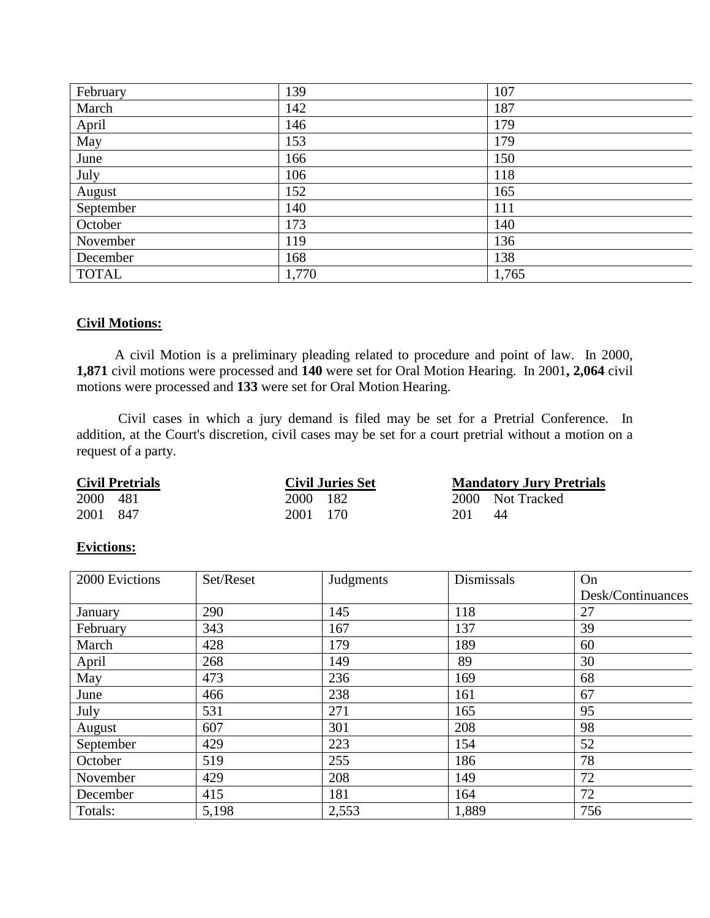| February | 139 | 107 |
|---|---|---|
| March | 142 | 187 |
| April | 146 | 179 |
| May | 153 | 179 |
| June | 166 | 150 |
| July | 106 | 118 |
| August | 152 | 165 |
| September | 140 | 111 |
| October | 173 | 140 |
| November | 119 | 136 |
| December | 168 | 138 |
| TOTAL | 1,770 | 1,765 |

**Civil Motions:**

A civil Motion is a preliminary pleading related to procedure and point of law. In 2000, **1,871** civil motions were processed and **140** were set for Oral Motion Hearing. In 2001**, 2,064** civil motions were processed and **133** were set for Oral Motion Hearing.

Civil cases in which a jury demand is filed may be set for a Pretrial Conference. In addition, at the Court's discretion, civil cases may be set for a court pretrial without a motion on a request of a party.

| **Civil Pretrials** | **Civil Juries Set** | **Mandatory Jury Pretrials** |
|---|---|---|
| 2000 481 | 2000 182 | 2000 Not Tracked |
| 2001 847 | 2001 170 | 201 44 |

**Evictions:**

| 2000 Evictions | Set/Reset | Judgments | Dismissals | On Desk/Continuances |
|---|---|---|---|---|
| January | 290 | 145 | 118 | 27 |
| February | 343 | 167 | 137 | 39 |
| March | 428 | 179 | 189 | 60 |
| April | 268 | 149 | 89 | 30 |
| May | 473 | 236 | 169 | 68 |
| June | 466 | 238 | 161 | 67 |
| July | 531 | 271 | 165 | 95 |
| August | 607 | 301 | 208 | 98 |
| September | 429 | 223 | 154 | 52 |
| October | 519 | 255 | 186 | 78 |
| November | 429 | 208 | 149 | 72 |
| December | 415 | 181 | 164 | 72 |
| Totals: | 5,198 | 2,553 | 1,889 | 756 |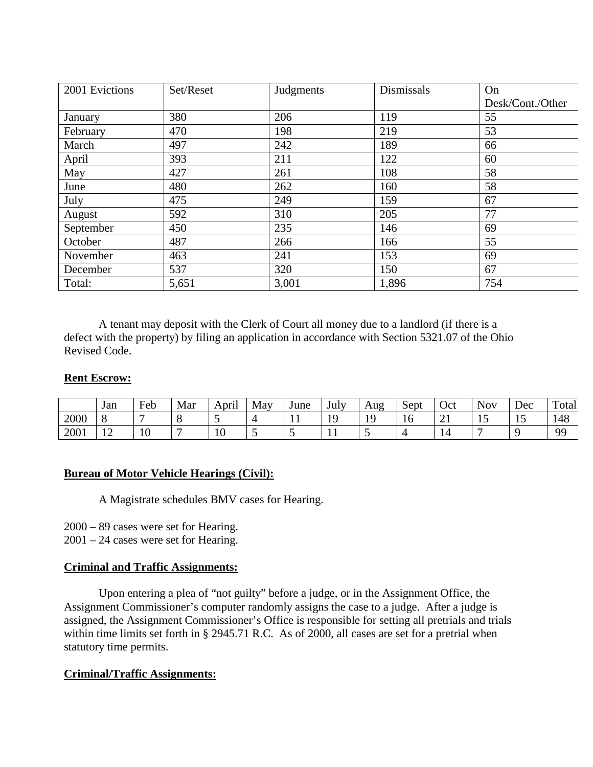| 2001 Evictions | Set/Reset | Judgments | Dismissals | On Desk/Cont./Other |
|---|---|---|---|---|
| January | 380 | 206 | 119 | 55 |
| February | 470 | 198 | 219 | 53 |
| March | 497 | 242 | 189 | 66 |
| April | 393 | 211 | 122 | 60 |
| May | 427 | 261 | 108 | 58 |
| June | 480 | 262 | 160 | 58 |
| July | 475 | 249 | 159 | 67 |
| August | 592 | 310 | 205 | 77 |
| September | 450 | 235 | 146 | 69 |
| October | 487 | 266 | 166 | 55 |
| November | 463 | 241 | 153 | 69 |
| December | 537 | 320 | 150 | 67 |
| Total: | 5,651 | 3,001 | 1,896 | 754 |

A tenant may deposit with the Clerk of Court all money due to a landlord (if there is a defect with the property) by filing an application in accordance with Section 5321.07 of the Ohio Revised Code.

**Rent Escrow:**

| | Jan | Feb | Mar | April | May | June | July | Aug | Sept | Oct | Nov | Dec | Total |
|---|---|---|---|---|---|---|---|---|---|---|---|---|---|
| 2000 | 8 | 7 | 8 | 5 | 4 | 11 | 19 | 19 | 16 | 21 | 15 | 15 | 148 |
| 2001 | 12 | 10 | 7 | 10 | 5 | 5 | 11 | 5 | 4 | 14 | 7 | 9 | 99 |

**Bureau of Motor Vehicle Hearings (Civil):**

A Magistrate schedules BMV cases for Hearing.

2000 – 89 cases were set for Hearing.
2001 – 24 cases were set for Hearing.

**Criminal and Traffic Assignments:**

Upon entering a plea of "not guilty" before a judge, or in the Assignment Office, the Assignment Commissioner's computer randomly assigns the case to a judge. After a judge is assigned, the Assignment Commissioner's Office is responsible for setting all pretrials and trials within time limits set forth in § 2945.71 R.C. As of 2000, all cases are set for a pretrial when statutory time permits.

**Criminal/Traffic Assignments:**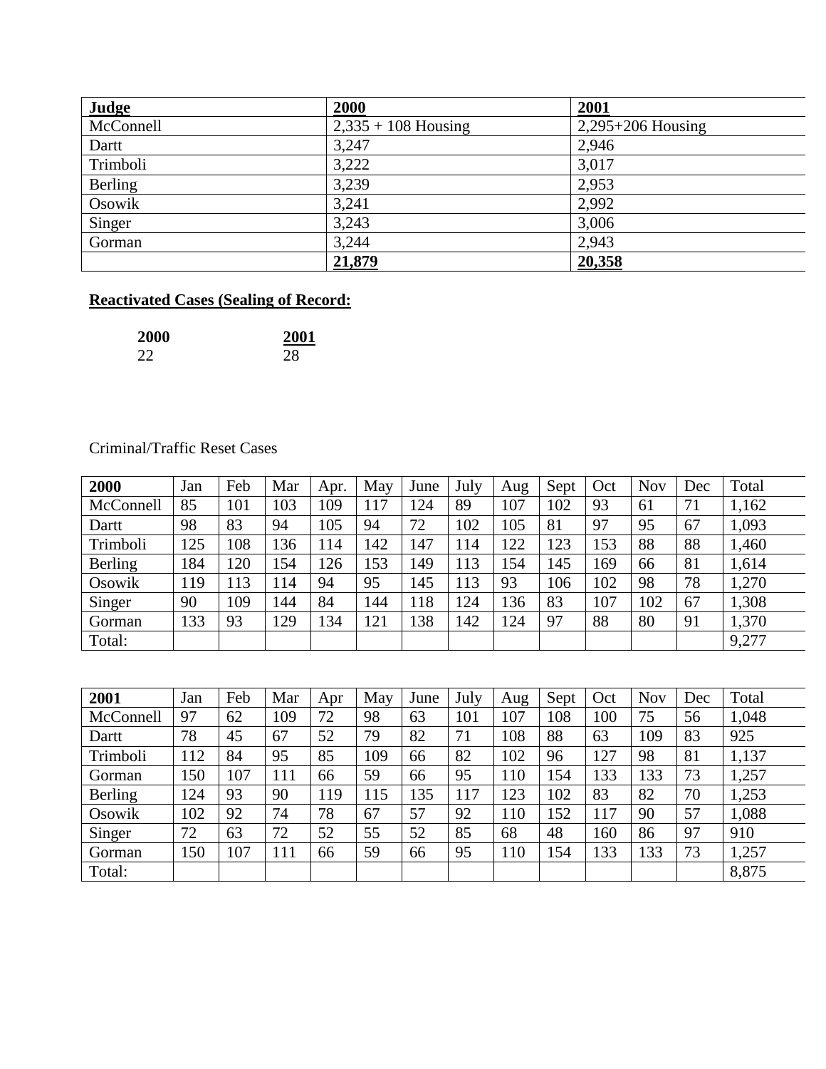| **Judge** | **2000** | **2001** |
|---|---|---|
| McConnell | 2,335 + 108 Housing | 2,295+206 Housing |
| Dartt | 3,247 | 2,946 |
| Trimboli | 3,222 | 3,017 |
| Berling | 3,239 | 2,953 |
| Osowik | 3,241 | 2,992 |
| Singer | 3,243 | 3,006 |
| Gorman | 3,244 | 2,943 |
| | **21,879** | **20,358** |

**Reactivated Cases (Sealing of Record:**

| **2000** | **2001** |
|---|---|
| 22 | 28 |

Criminal/Traffic Reset Cases

| **2000** | Jan | Feb | Mar | Apr. | May | June | July | Aug | Sept | Oct | Nov | Dec | Total |
|---|---|---|---|---|---|---|---|---|---|---|---|---|---|
| McConnell | 85 | 101 | 103 | 109 | 117 | 124 | 89 | 107 | 102 | 93 | 61 | 71 | 1,162 |
| Dartt | 98 | 83 | 94 | 105 | 94 | 72 | 102 | 105 | 81 | 97 | 95 | 67 | 1,093 |
| Trimboli | 125 | 108 | 136 | 114 | 142 | 147 | 114 | 122 | 123 | 153 | 88 | 88 | 1,460 |
| Berling | 184 | 120 | 154 | 126 | 153 | 149 | 113 | 154 | 145 | 169 | 66 | 81 | 1,614 |
| Osowik | 119 | 113 | 114 | 94 | 95 | 145 | 113 | 93 | 106 | 102 | 98 | 78 | 1,270 |
| Singer | 90 | 109 | 144 | 84 | 144 | 118 | 124 | 136 | 83 | 107 | 102 | 67 | 1,308 |
| Gorman | 133 | 93 | 129 | 134 | 121 | 138 | 142 | 124 | 97 | 88 | 80 | 91 | 1,370 |
| Total: | | | | | | | | | | | | | 9,277 |

| **2001** | Jan | Feb | Mar | Apr | May | June | July | Aug | Sept | Oct | Nov | Dec | Total |
|---|---|---|---|---|---|---|---|---|---|---|---|---|---|
| McConnell | 97 | 62 | 109 | 72 | 98 | 63 | 101 | 107 | 108 | 100 | 75 | 56 | 1,048 |
| Dartt | 78 | 45 | 67 | 52 | 79 | 82 | 71 | 108 | 88 | 63 | 109 | 83 | 925 |
| Trimboli | 112 | 84 | 95 | 85 | 109 | 66 | 82 | 102 | 96 | 127 | 98 | 81 | 1,137 |
| Gorman | 150 | 107 | 111 | 66 | 59 | 66 | 95 | 110 | 154 | 133 | 133 | 73 | 1,257 |
| Berling | 124 | 93 | 90 | 119 | 115 | 135 | 117 | 123 | 102 | 83 | 82 | 70 | 1,253 |
| Osowik | 102 | 92 | 74 | 78 | 67 | 57 | 92 | 110 | 152 | 117 | 90 | 57 | 1,088 |
| Singer | 72 | 63 | 72 | 52 | 55 | 52 | 85 | 68 | 48 | 160 | 86 | 97 | 910 |
| Gorman | 150 | 107 | 111 | 66 | 59 | 66 | 95 | 110 | 154 | 133 | 133 | 73 | 1,257 |
| Total: | | | | | | | | | | | | | 8,875 |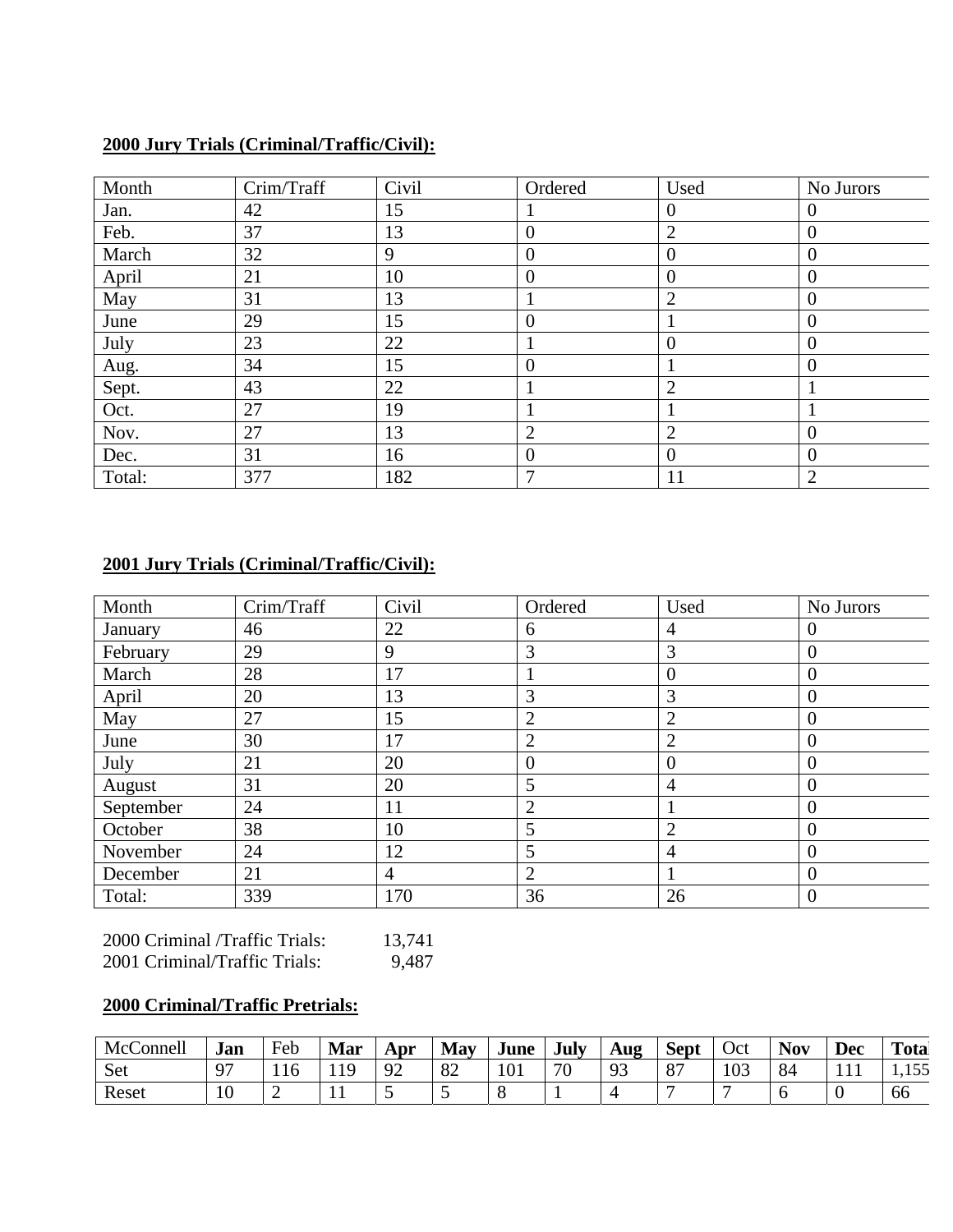**2000 Jury Trials (Criminal/Traffic/Civil):**

| Month | Crim/Traff | Civil | Ordered | Used | No Jurors |
|---|---|---|---|---|---|
| Jan. | 42 | 15 | 1 | 0 | 0 |
| Feb. | 37 | 13 | 0 | 2 | 0 |
| March | 32 | 9 | 0 | 0 | 0 |
| April | 21 | 10 | 0 | 0 | 0 |
| May | 31 | 13 | 1 | 2 | 0 |
| June | 29 | 15 | 0 | 1 | 0 |
| July | 23 | 22 | 1 | 0 | 0 |
| Aug. | 34 | 15 | 0 | 1 | 0 |
| Sept. | 43 | 22 | 1 | 2 | 1 |
| Oct. | 27 | 19 | 1 | 1 | 1 |
| Nov. | 27 | 13 | 2 | 2 | 0 |
| Dec. | 31 | 16 | 0 | 0 | 0 |
| Total: | 377 | 182 | 7 | 11 | 2 |

**2001 Jury Trials (Criminal/Traffic/Civil):**

| Month | Crim/Traff | Civil | Ordered | Used | No Jurors |
|---|---|---|---|---|---|
| January | 46 | 22 | 6 | 4 | 0 |
| February | 29 | 9 | 3 | 3 | 0 |
| March | 28 | 17 | 1 | 0 | 0 |
| April | 20 | 13 | 3 | 3 | 0 |
| May | 27 | 15 | 2 | 2 | 0 |
| June | 30 | 17 | 2 | 2 | 0 |
| July | 21 | 20 | 0 | 0 | 0 |
| August | 31 | 20 | 5 | 4 | 0 |
| September | 24 | 11 | 2 | 1 | 0 |
| October | 38 | 10 | 5 | 2 | 0 |
| November | 24 | 12 | 5 | 4 | 0 |
| December | 21 | 4 | 2 | 1 | 0 |
| Total: | 339 | 170 | 36 | 26 | 0 |

2000 Criminal /Traffic Trials: 13,741
2001 Criminal/Traffic Trials: 9,487

**2000 Criminal/Traffic Pretrials:**

| McConnell | **Jan** | Feb | **Mar** | **Apr** | **May** | **June** | **July** | **Aug** | **Sept** | Oct | **Nov** | **Dec** | **Total** |
|---|---|---|---|---|---|---|---|---|---|---|---|---|---|
| Set | 97 | 116 | 119 | 92 | 82 | 101 | 70 | 93 | 87 | 103 | 84 | 111 | 1,155 |
| Reset | 10 | 2 | 11 | 5 | 5 | 8 | 1 | 4 | 7 | 7 | 6 | 0 | 66 |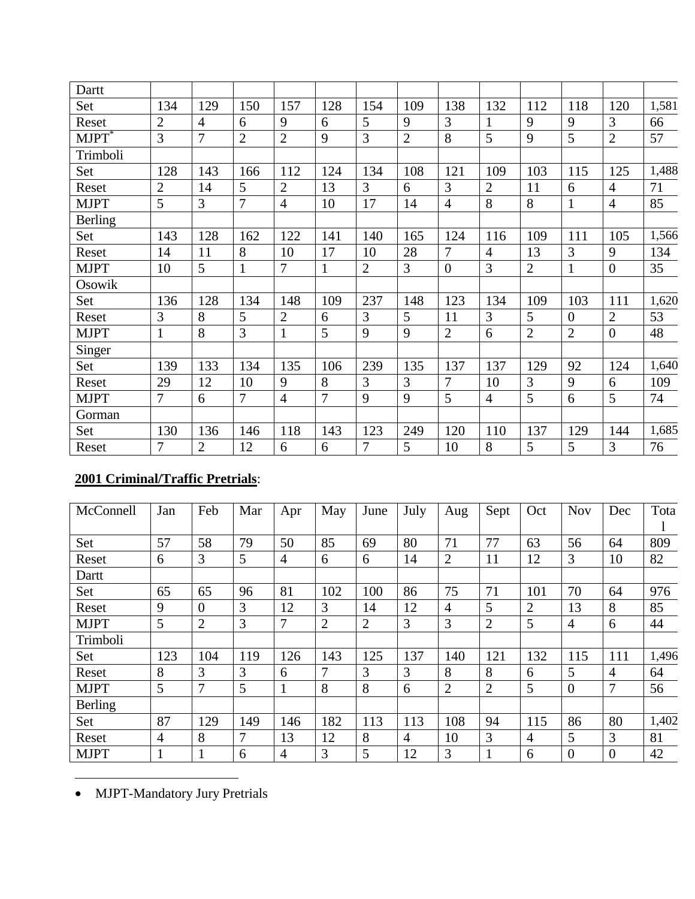| Dartt | | | | | | | | | | | | | |
|---|---|---|---|---|---|---|---|---|---|---|---|---|---|
| Set | 134 | 129 | 150 | 157 | 128 | 154 | 109 | 138 | 132 | 112 | 118 | 120 | 1,581 |
| Reset | 2 | 4 | 6 | 9 | 6 | 5 | 9 | 3 | 1 | 9 | 9 | 3 | 66 |
| MJPT* | 3 | 7 | 2 | 2 | 9 | 3 | 2 | 8 | 5 | 9 | 5 | 2 | 57 |
| Trimboli | | | | | | | | | | | | | |
| Set | 128 | 143 | 166 | 112 | 124 | 134 | 108 | 121 | 109 | 103 | 115 | 125 | 1,488 |
| Reset | 2 | 14 | 5 | 2 | 13 | 3 | 6 | 3 | 2 | 11 | 6 | 4 | 71 |
| MJPT | 5 | 3 | 7 | 4 | 10 | 17 | 14 | 4 | 8 | 8 | 1 | 4 | 85 |
| Berling | | | | | | | | | | | | | |
| Set | 143 | 128 | 162 | 122 | 141 | 140 | 165 | 124 | 116 | 109 | 111 | 105 | 1,566 |
| Reset | 14 | 11 | 8 | 10 | 17 | 10 | 28 | 7 | 4 | 13 | 3 | 9 | 134 |
| MJPT | 10 | 5 | 1 | 7 | 1 | 2 | 3 | 0 | 3 | 2 | 1 | 0 | 35 |
| Osowik | | | | | | | | | | | | | |
| Set | 136 | 128 | 134 | 148 | 109 | 237 | 148 | 123 | 134 | 109 | 103 | 111 | 1,620 |
| Reset | 3 | 8 | 5 | 2 | 6 | 3 | 5 | 11 | 3 | 5 | 0 | 2 | 53 |
| MJPT | 1 | 8 | 3 | 1 | 5 | 9 | 9 | 2 | 6 | 2 | 2 | 0 | 48 |
| Singer | | | | | | | | | | | | | |
| Set | 139 | 133 | 134 | 135 | 106 | 239 | 135 | 137 | 137 | 129 | 92 | 124 | 1,640 |
| Reset | 29 | 12 | 10 | 9 | 8 | 3 | 3 | 7 | 10 | 3 | 9 | 6 | 109 |
| MJPT | 7 | 6 | 7 | 4 | 7 | 9 | 9 | 5 | 4 | 5 | 6 | 5 | 74 |
| Gorman | | | | | | | | | | | | | |
| Set | 130 | 136 | 146 | 118 | 143 | 123 | 249 | 120 | 110 | 137 | 129 | 144 | 1,685 |
| Reset | 7 | 2 | 12 | 6 | 6 | 7 | 5 | 10 | 8 | 5 | 5 | 3 | 76 |

**2001 Criminal/Traffic Pretrials**:

| McConnell | Jan | Feb | Mar | Apr | May | June | July | Aug | Sept | Oct | Nov | Dec | Total |
|---|---|---|---|---|---|---|---|---|---|---|---|---|---|
| Set | 57 | 58 | 79 | 50 | 85 | 69 | 80 | 71 | 77 | 63 | 56 | 64 | 809 |
| Reset | 6 | 3 | 5 | 4 | 6 | 6 | 14 | 2 | 11 | 12 | 3 | 10 | 82 |
| Dartt | | | | | | | | | | | | | |
| Set | 65 | 65 | 96 | 81 | 102 | 100 | 86 | 75 | 71 | 101 | 70 | 64 | 976 |
| Reset | 9 | 0 | 3 | 12 | 3 | 14 | 12 | 4 | 5 | 2 | 13 | 8 | 85 |
| MJPT | 5 | 2 | 3 | 7 | 2 | 2 | 3 | 3 | 2 | 5 | 4 | 6 | 44 |
| Trimboli | | | | | | | | | | | | | |
| Set | 123 | 104 | 119 | 126 | 143 | 125 | 137 | 140 | 121 | 132 | 115 | 111 | 1,496 |
| Reset | 8 | 3 | 3 | 6 | 7 | 3 | 3 | 8 | 8 | 6 | 5 | 4 | 64 |
| MJPT | 5 | 7 | 5 | 1 | 8 | 8 | 6 | 2 | 2 | 5 | 0 | 7 | 56 |
| Berling | | | | | | | | | | | | | |
| Set | 87 | 129 | 149 | 146 | 182 | 113 | 113 | 108 | 94 | 115 | 86 | 80 | 1,402 |
| Reset | 4 | 8 | 7 | 13 | 12 | 8 | 4 | 10 | 3 | 4 | 5 | 3 | 81 |
| MJPT | 1 | 1 | 6 | 4 | 3 | 5 | 12 | 3 | 1 | 6 | 0 | 0 | 42 |

- MJPT-Mandatory Jury Pretrials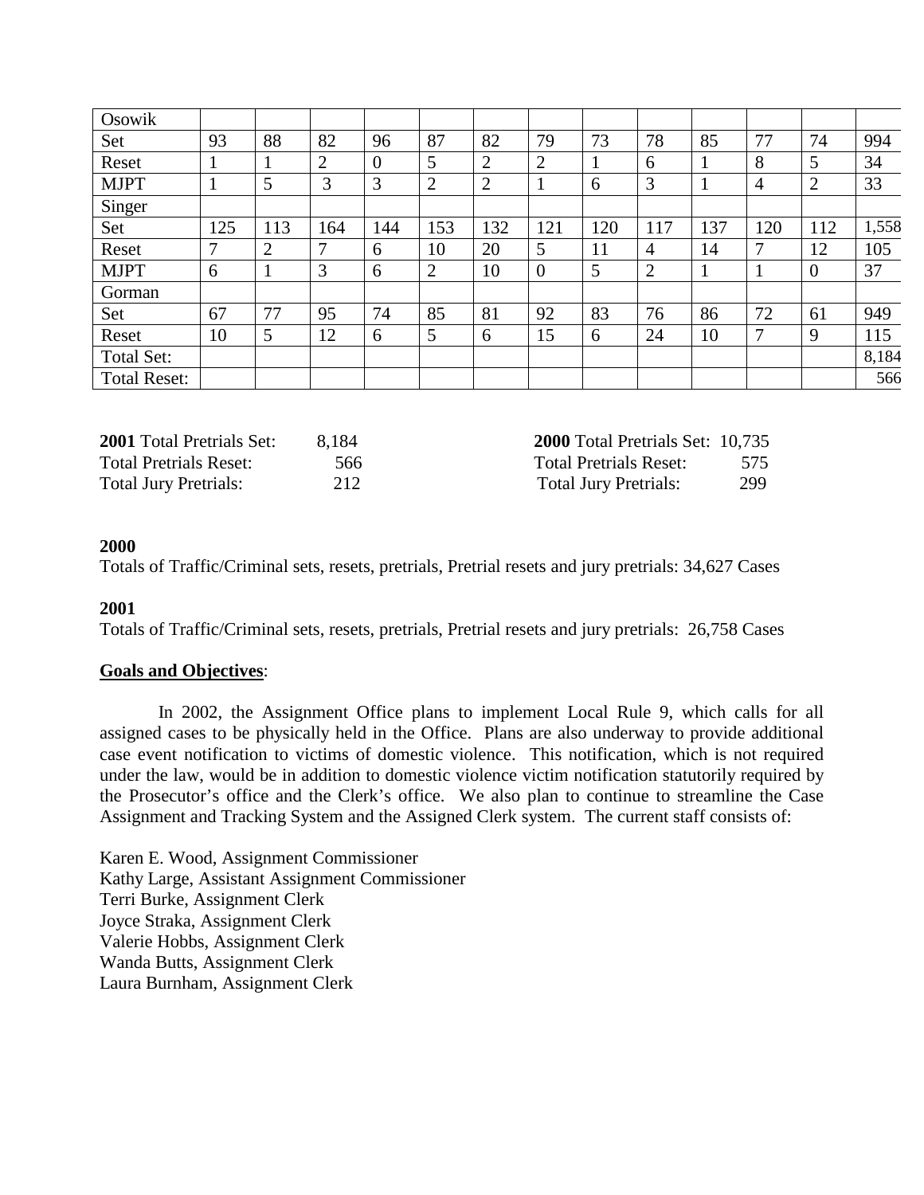| Osowik | | | | | | | | | | | | | |
|---|---|---|---|---|---|---|---|---|---|---|---|---|---|
| Set | 93 | 88 | 82 | 96 | 87 | 82 | 79 | 73 | 78 | 85 | 77 | 74 | 994 |
| Reset | 1 | 1 | 2 | 0 | 5 | 2 | 2 | 1 | 6 | 1 | 8 | 5 | 34 |
| MJPT | 1 | 5 | 3 | 3 | 2 | 2 | 1 | 6 | 3 | 1 | 4 | 2 | 33 |
| Singer | | | | | | | | | | | | | |
| Set | 125 | 113 | 164 | 144 | 153 | 132 | 121 | 120 | 117 | 137 | 120 | 112 | 1,558 |
| Reset | 7 | 2 | 7 | 6 | 10 | 20 | 5 | 11 | 4 | 14 | 7 | 12 | 105 |
| MJPT | 6 | 1 | 3 | 6 | 2 | 10 | 0 | 5 | 2 | 1 | 1 | 0 | 37 |
| Gorman | | | | | | | | | | | | | |
| Set | 67 | 77 | 95 | 74 | 85 | 81 | 92 | 83 | 76 | 86 | 72 | 61 | 949 |
| Reset | 10 | 5 | 12 | 6 | 5 | 6 | 15 | 6 | 24 | 10 | 7 | 9 | 115 |
| Total Set: | | | | | | | | | | | | | 8,184 |
| Total Reset: | | | | | | | | | | | | | 566 |

| | | | |
|---|---|---|---|
| **2001** Total Pretrials Set: | 8,184 | **2000** Total Pretrials Set: | 10,735 |
| Total Pretrials Reset: | 566 | Total Pretrials Reset: | 575 |
| Total Jury Pretrials: | 212 | Total Jury Pretrials: | 299 |

**2000**
Totals of Traffic/Criminal sets, resets, pretrials, Pretrial resets and jury pretrials: 34,627 Cases

**2001**
Totals of Traffic/Criminal sets, resets, pretrials, Pretrial resets and jury pretrials: 26,758 Cases

**Goals and Objectives**:

In 2002, the Assignment Office plans to implement Local Rule 9, which calls for all assigned cases to be physically held in the Office. Plans are also underway to provide additional case event notification to victims of domestic violence. This notification, which is not required under the law, would be in addition to domestic violence victim notification statutorily required by the Prosecutor's office and the Clerk's office. We also plan to continue to streamline the Case Assignment and Tracking System and the Assigned Clerk system. The current staff consists of:

Karen E. Wood, Assignment Commissioner
Kathy Large, Assistant Assignment Commissioner
Terri Burke, Assignment Clerk
Joyce Straka, Assignment Clerk
Valerie Hobbs, Assignment Clerk
Wanda Butts, Assignment Clerk
Laura Burnham, Assignment Clerk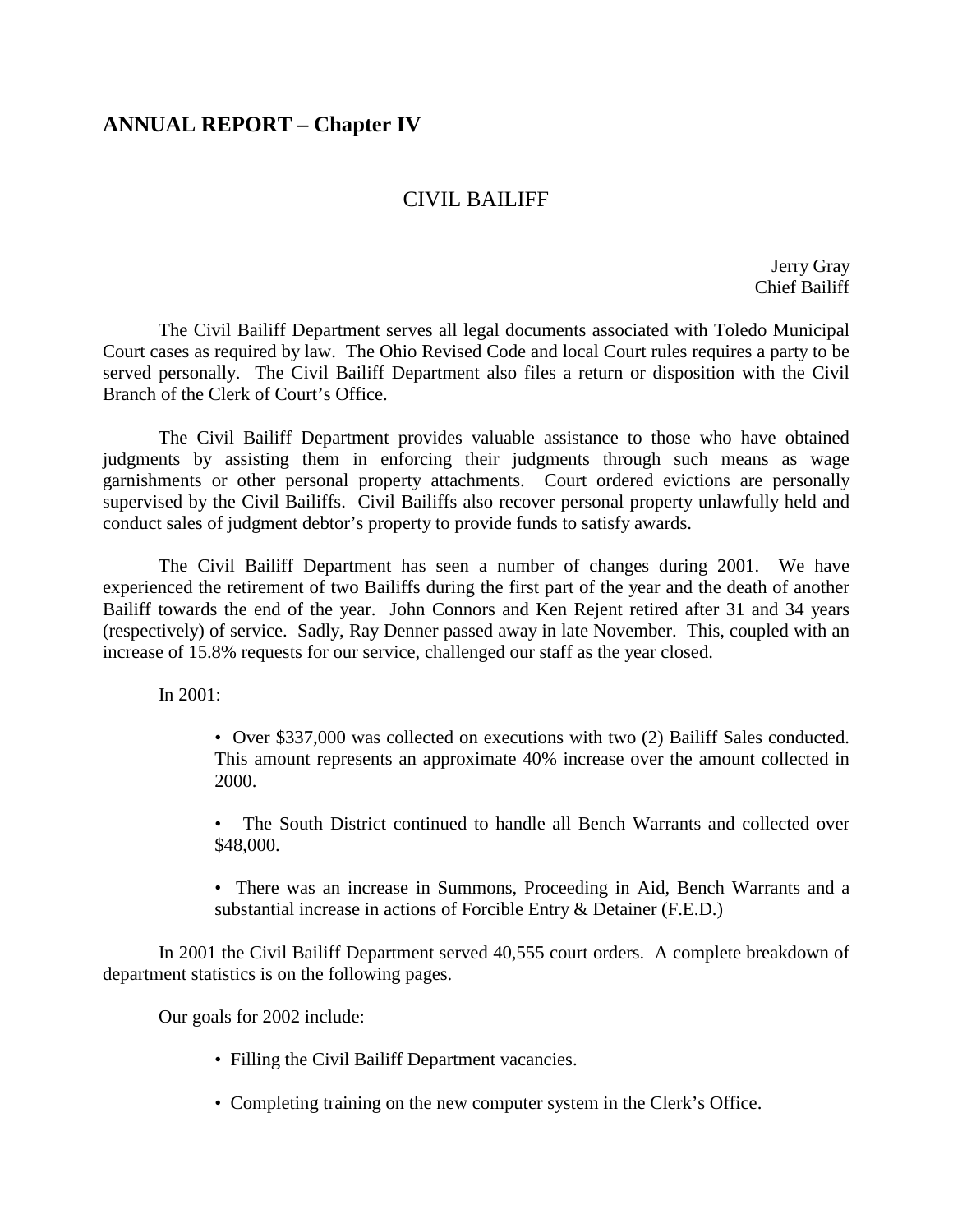## ANNUAL REPORT – Chapter IV

### CIVIL BAILIFF

Jerry Gray
Chief Bailiff

The Civil Bailiff Department serves all legal documents associated with Toledo Municipal Court cases as required by law. The Ohio Revised Code and local Court rules requires a party to be served personally. The Civil Bailiff Department also files a return or disposition with the Civil Branch of the Clerk of Court's Office.

The Civil Bailiff Department provides valuable assistance to those who have obtained judgments by assisting them in enforcing their judgments through such means as wage garnishments or other personal property attachments. Court ordered evictions are personally supervised by the Civil Bailiffs. Civil Bailiffs also recover personal property unlawfully held and conduct sales of judgment debtor's property to provide funds to satisfy awards.

The Civil Bailiff Department has seen a number of changes during 2001. We have experienced the retirement of two Bailiffs during the first part of the year and the death of another Bailiff towards the end of the year. John Connors and Ken Rejent retired after 31 and 34 years (respectively) of service. Sadly, Ray Denner passed away in late November. This, coupled with an increase of 15.8% requests for our service, challenged our staff as the year closed.

In 2001:

- Over $337,000 was collected on executions with two (2) Bailiff Sales conducted. This amount represents an approximate 40% increase over the amount collected in 2000.
- The South District continued to handle all Bench Warrants and collected over $48,000.
- There was an increase in Summons, Proceeding in Aid, Bench Warrants and a substantial increase in actions of Forcible Entry & Detainer (F.E.D.)

In 2001 the Civil Bailiff Department served 40,555 court orders. A complete breakdown of department statistics is on the following pages.

Our goals for 2002 include:

- Filling the Civil Bailiff Department vacancies.
- Completing training on the new computer system in the Clerk's Office.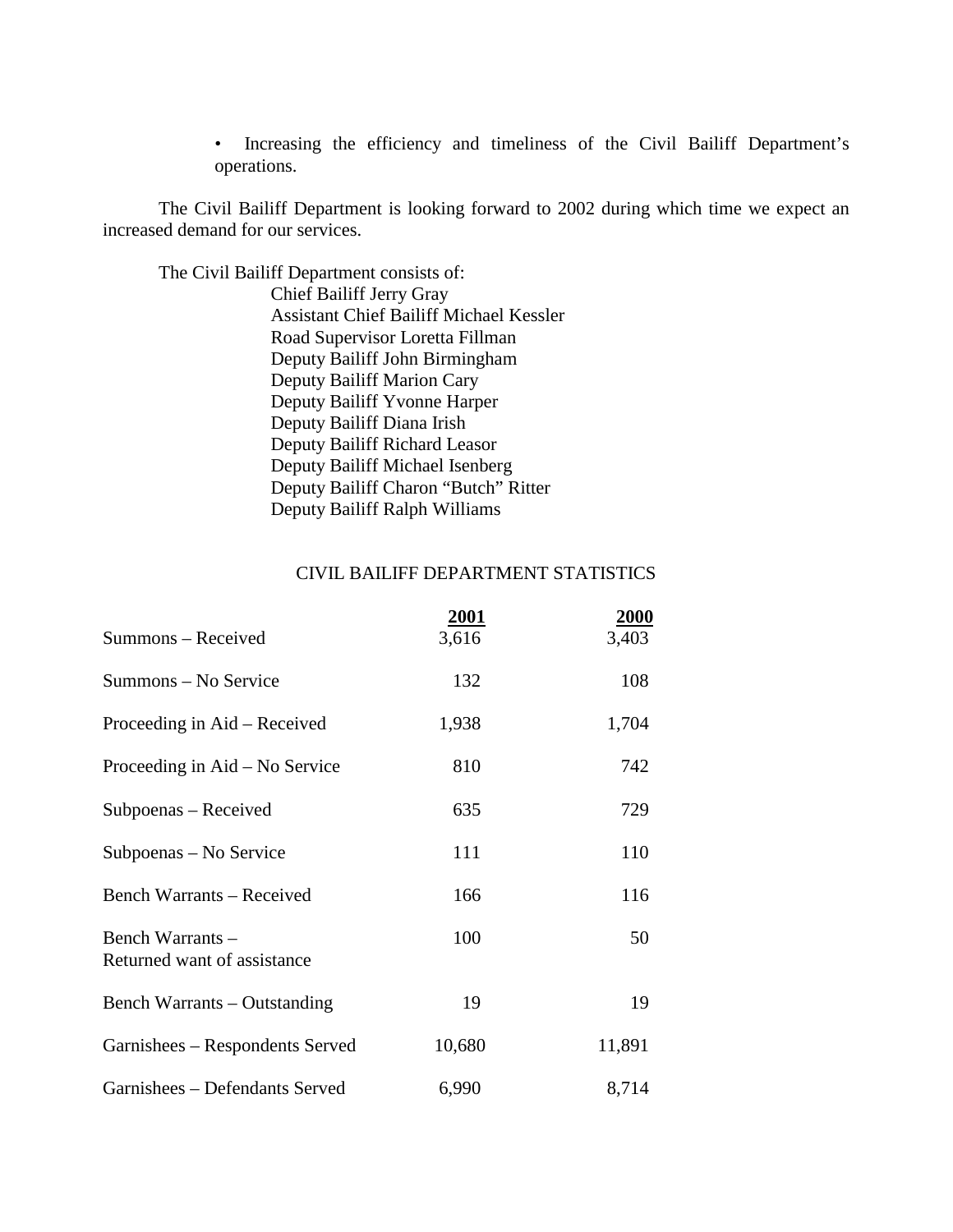- Increasing the efficiency and timeliness of the Civil Bailiff Department's operations.

The Civil Bailiff Department is looking forward to 2002 during which time we expect an increased demand for our services.

The Civil Bailiff Department consists of:

Chief Bailiff Jerry Gray
Assistant Chief Bailiff Michael Kessler
Road Supervisor Loretta Fillman
Deputy Bailiff John Birmingham
Deputy Bailiff Marion Cary
Deputy Bailiff Yvonne Harper
Deputy Bailiff Diana Irish
Deputy Bailiff Richard Leasor
Deputy Bailiff Michael Isenberg
Deputy Bailiff Charon "Butch" Ritter
Deputy Bailiff Ralph Williams

CIVIL BAILIFF DEPARTMENT STATISTICS

| | 2001 | 2000 |
|---|---|---|
| Summons – Received | 3,616 | 3,403 |
| Summons – No Service | 132 | 108 |
| Proceeding in Aid – Received | 1,938 | 1,704 |
| Proceeding in Aid – No Service | 810 | 742 |
| Subpoenas – Received | 635 | 729 |
| Subpoenas – No Service | 111 | 110 |
| Bench Warrants – Received | 166 | 116 |
| Bench Warrants – Returned want of assistance | 100 | 50 |
| Bench Warrants – Outstanding | 19 | 19 |
| Garnishees – Respondents Served | 10,680 | 11,891 |
| Garnishees – Defendants Served | 6,990 | 8,714 |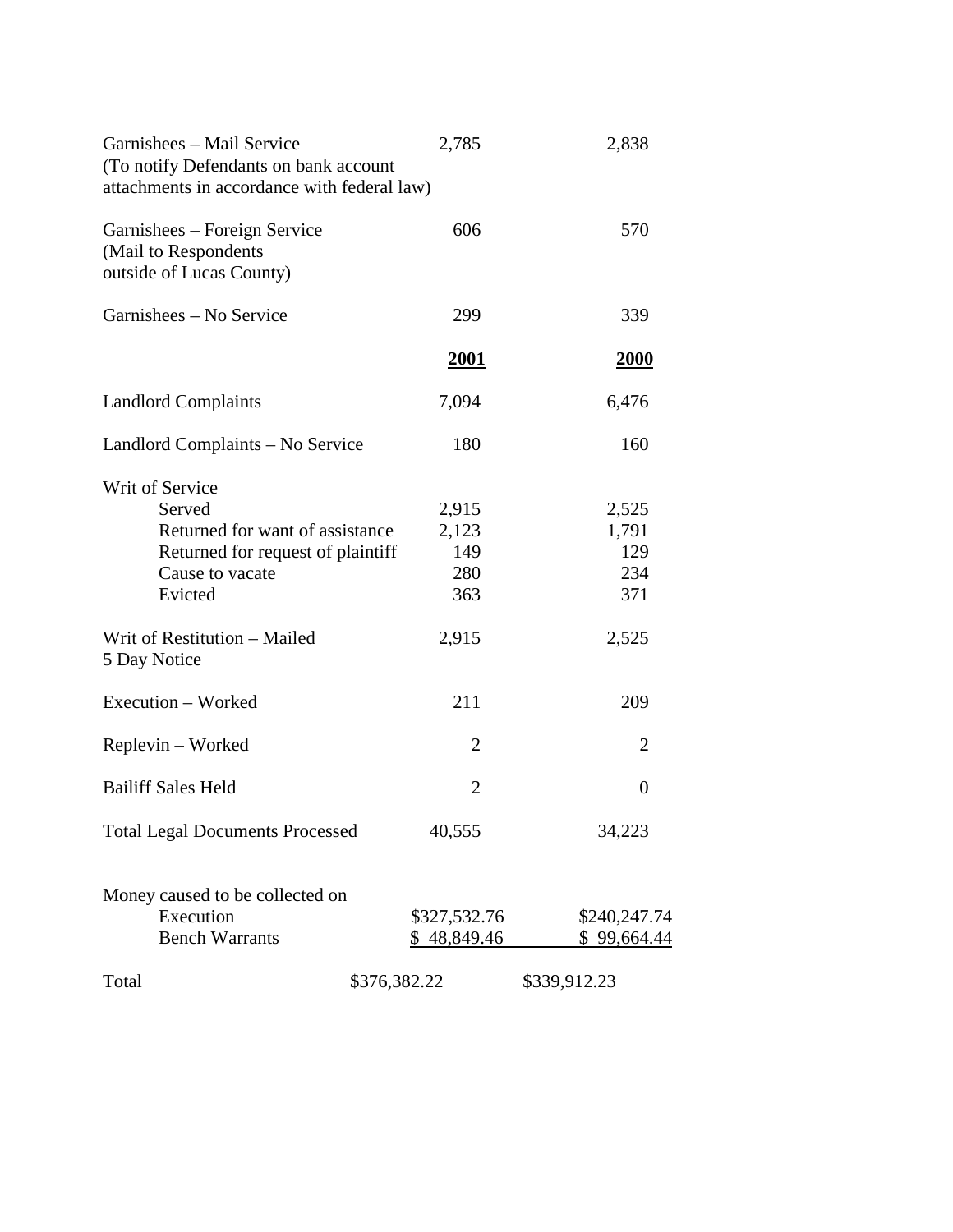| | | |
|---|---|---|
| Garnishees – Mail Service (To notify Defendants on bank account attachments in accordance with federal law) | 2,785 | 2,838 |
| Garnishees – Foreign Service (Mail to Respondents outside of Lucas County) | 606 | 570 |
| Garnishees – No Service | 299 | 339 |

| | **2001** | **2000** |
|---|---|---|
| Landlord Complaints | 7,094 | 6,476 |
| Landlord Complaints – No Service | 180 | 160 |
| Writ of Service | | |
| Served | 2,915 | 2,525 |
| Returned for want of assistance | 2,123 | 1,791 |
| Returned for request of plaintiff | 149 | 129 |
| Cause to vacate | 280 | 234 |
| Evicted | 363 | 371 |
| Writ of Restitution – Mailed 5 Day Notice | 2,915 | 2,525 |
| Execution – Worked | 211 | 209 |
| Replevin – Worked | 2 | 2 |
| Bailiff Sales Held | 2 | 0 |
| Total Legal Documents Processed | 40,555 | 34,223 |

| | | |
|---|---|---|
| Money caused to be collected on | | |
| Execution | $327,532.76 | $240,247.74 |
| Bench Warrants | $ 48,849.46 | $ 99,664.44 |
| Total | $376,382.22 | $339,912.23 |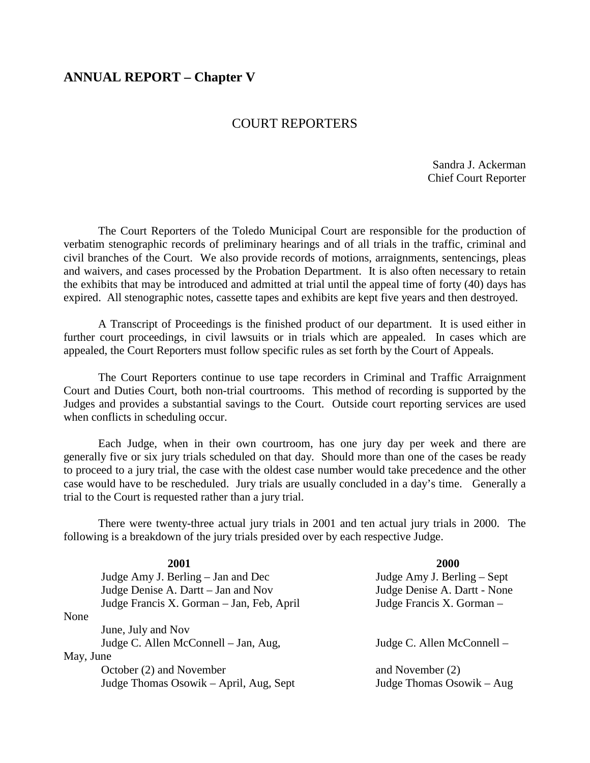## ANNUAL REPORT – Chapter V

### COURT REPORTERS

Sandra J. Ackerman
Chief Court Reporter

The Court Reporters of the Toledo Municipal Court are responsible for the production of verbatim stenographic records of preliminary hearings and of all trials in the traffic, criminal and civil branches of the Court. We also provide records of motions, arraignments, sentencings, pleas and waivers, and cases processed by the Probation Department. It is also often necessary to retain the exhibits that may be introduced and admitted at trial until the appeal time of forty (40) days has expired. All stenographic notes, cassette tapes and exhibits are kept five years and then destroyed.

A Transcript of Proceedings is the finished product of our department. It is used either in further court proceedings, in civil lawsuits or in trials which are appealed. In cases which are appealed, the Court Reporters must follow specific rules as set forth by the Court of Appeals.

The Court Reporters continue to use tape recorders in Criminal and Traffic Arraignment Court and Duties Court, both non-trial courtrooms. This method of recording is supported by the Judges and provides a substantial savings to the Court. Outside court reporting services are used when conflicts in scheduling occur.

Each Judge, when in their own courtroom, has one jury day per week and there are generally five or six jury trials scheduled on that day. Should more than one of the cases be ready to proceed to a jury trial, the case with the oldest case number would take precedence and the other case would have to be rescheduled. Jury trials are usually concluded in a day's time. Generally a trial to the Court is requested rather than a jury trial.

There were twenty-three actual jury trials in 2001 and ten actual jury trials in 2000. The following is a breakdown of the jury trials presided over by each respective Judge.

| 2001 | 2000 |
|---|---|
| Judge Amy J. Berling – Jan and Dec | Judge Amy J. Berling – Sept |
| Judge Denise A. Dartt – Jan and Nov | Judge Denise A. Dartt - None |
| Judge Francis X. Gorman – Jan, Feb, April June, July and Nov | Judge Francis X. Gorman – None |
| Judge C. Allen McConnell – Jan, Aug, October (2) and November | Judge C. Allen McConnell – May, June and November (2) |
| Judge Thomas Osowik – April, Aug, Sept | Judge Thomas Osowik – Aug |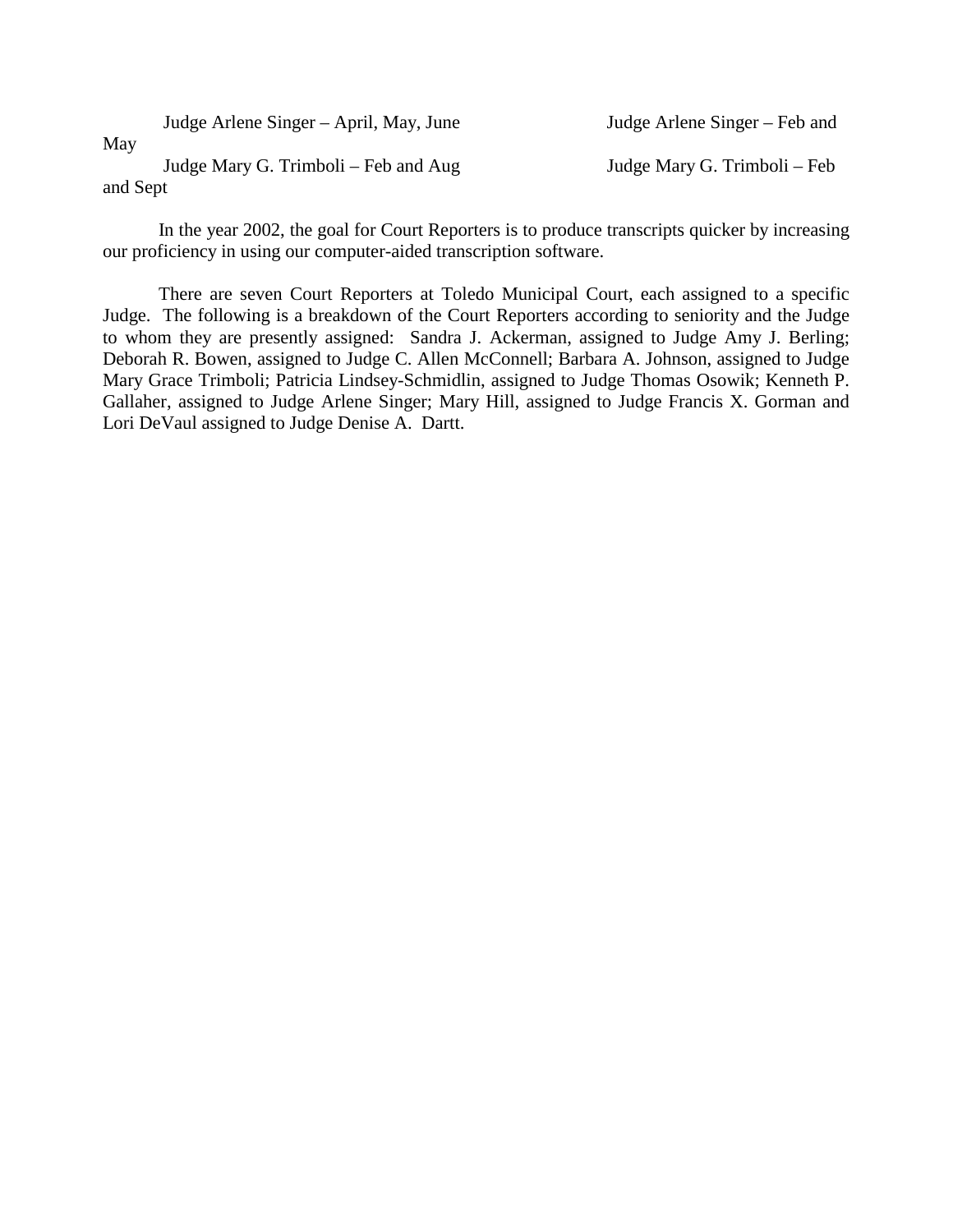Judge Arlene Singer – April, May, June

Judge Mary G. Trimboli – Feb and Aug

Judge Arlene Singer – Feb and May

Judge Mary G. Trimboli – Feb and Sept

In the year 2002, the goal for Court Reporters is to produce transcripts quicker by increasing our proficiency in using our computer-aided transcription software.

There are seven Court Reporters at Toledo Municipal Court, each assigned to a specific Judge. The following is a breakdown of the Court Reporters according to seniority and the Judge to whom they are presently assigned: Sandra J. Ackerman, assigned to Judge Amy J. Berling; Deborah R. Bowen, assigned to Judge C. Allen McConnell; Barbara A. Johnson, assigned to Judge Mary Grace Trimboli; Patricia Lindsey-Schmidlin, assigned to Judge Thomas Osowik; Kenneth P. Gallaher, assigned to Judge Arlene Singer; Mary Hill, assigned to Judge Francis X. Gorman and Lori DeVaul assigned to Judge Denise A. Dartt.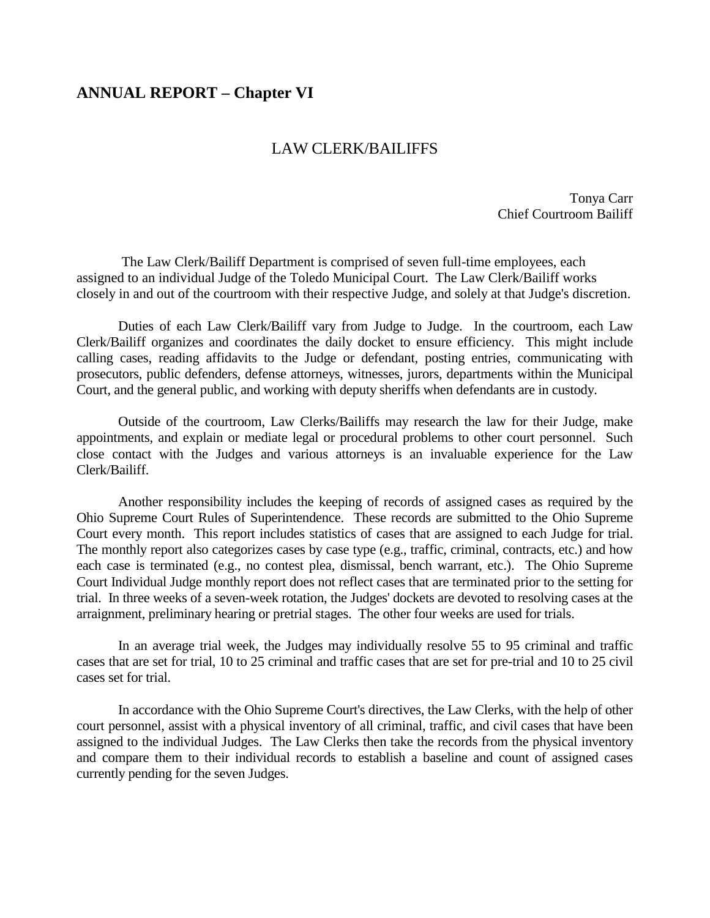# ANNUAL REPORT – Chapter VI

## LAW CLERK/BAILIFFS

Tonya Carr
Chief Courtroom Bailiff

The Law Clerk/Bailiff Department is comprised of seven full-time employees, each assigned to an individual Judge of the Toledo Municipal Court. The Law Clerk/Bailiff works closely in and out of the courtroom with their respective Judge, and solely at that Judge's discretion.

Duties of each Law Clerk/Bailiff vary from Judge to Judge. In the courtroom, each Law Clerk/Bailiff organizes and coordinates the daily docket to ensure efficiency. This might include calling cases, reading affidavits to the Judge or defendant, posting entries, communicating with prosecutors, public defenders, defense attorneys, witnesses, jurors, departments within the Municipal Court, and the general public, and working with deputy sheriffs when defendants are in custody.

Outside of the courtroom, Law Clerks/Bailiffs may research the law for their Judge, make appointments, and explain or mediate legal or procedural problems to other court personnel. Such close contact with the Judges and various attorneys is an invaluable experience for the Law Clerk/Bailiff.

Another responsibility includes the keeping of records of assigned cases as required by the Ohio Supreme Court Rules of Superintendence. These records are submitted to the Ohio Supreme Court every month. This report includes statistics of cases that are assigned to each Judge for trial. The monthly report also categorizes cases by case type (e.g., traffic, criminal, contracts, etc.) and how each case is terminated (e.g., no contest plea, dismissal, bench warrant, etc.). The Ohio Supreme Court Individual Judge monthly report does not reflect cases that are terminated prior to the setting for trial. In three weeks of a seven-week rotation, the Judges' dockets are devoted to resolving cases at the arraignment, preliminary hearing or pretrial stages. The other four weeks are used for trials.

In an average trial week, the Judges may individually resolve 55 to 95 criminal and traffic cases that are set for trial, 10 to 25 criminal and traffic cases that are set for pre-trial and 10 to 25 civil cases set for trial.

In accordance with the Ohio Supreme Court's directives, the Law Clerks, with the help of other court personnel, assist with a physical inventory of all criminal, traffic, and civil cases that have been assigned to the individual Judges. The Law Clerks then take the records from the physical inventory and compare them to their individual records to establish a baseline and count of assigned cases currently pending for the seven Judges.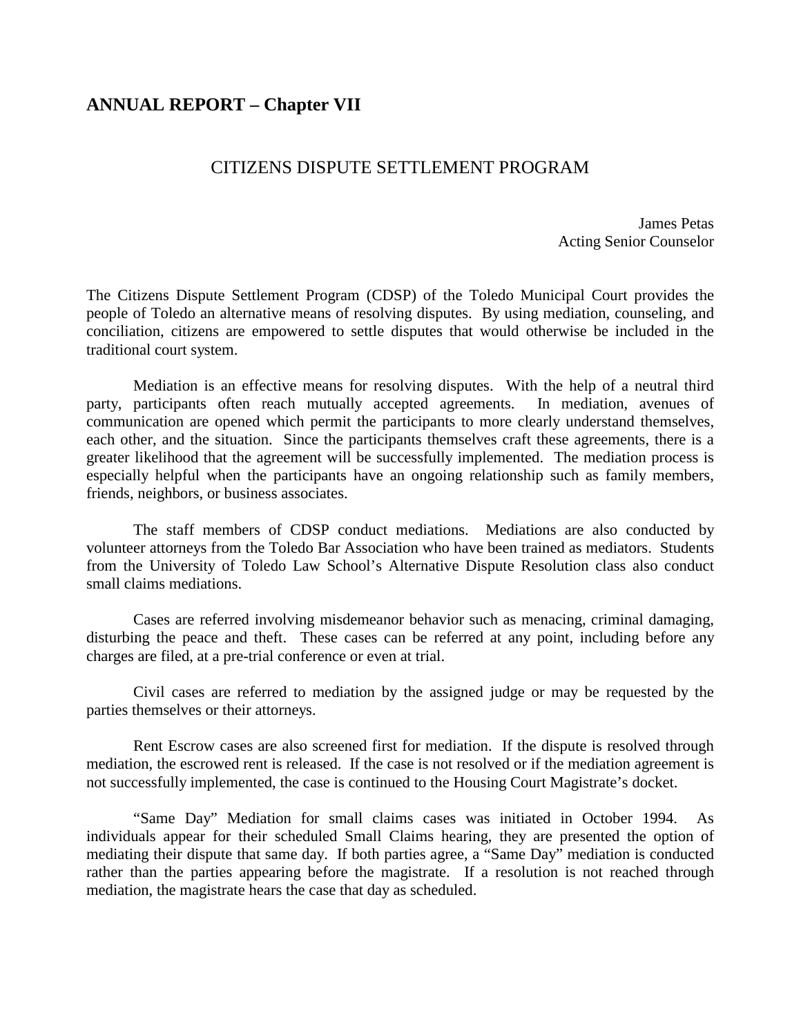## ANNUAL REPORT – Chapter VII

### CITIZENS DISPUTE SETTLEMENT PROGRAM

James Petas
Acting Senior Counselor

The Citizens Dispute Settlement Program (CDSP) of the Toledo Municipal Court provides the people of Toledo an alternative means of resolving disputes. By using mediation, counseling, and conciliation, citizens are empowered to settle disputes that would otherwise be included in the traditional court system.

Mediation is an effective means for resolving disputes. With the help of a neutral third party, participants often reach mutually accepted agreements. In mediation, avenues of communication are opened which permit the participants to more clearly understand themselves, each other, and the situation. Since the participants themselves craft these agreements, there is a greater likelihood that the agreement will be successfully implemented. The mediation process is especially helpful when the participants have an ongoing relationship such as family members, friends, neighbors, or business associates.

The staff members of CDSP conduct mediations. Mediations are also conducted by volunteer attorneys from the Toledo Bar Association who have been trained as mediators. Students from the University of Toledo Law School's Alternative Dispute Resolution class also conduct small claims mediations.

Cases are referred involving misdemeanor behavior such as menacing, criminal damaging, disturbing the peace and theft. These cases can be referred at any point, including before any charges are filed, at a pre-trial conference or even at trial.

Civil cases are referred to mediation by the assigned judge or may be requested by the parties themselves or their attorneys.

Rent Escrow cases are also screened first for mediation. If the dispute is resolved through mediation, the escrowed rent is released. If the case is not resolved or if the mediation agreement is not successfully implemented, the case is continued to the Housing Court Magistrate's docket.

"Same Day" Mediation for small claims cases was initiated in October 1994. As individuals appear for their scheduled Small Claims hearing, they are presented the option of mediating their dispute that same day. If both parties agree, a "Same Day" mediation is conducted rather than the parties appearing before the magistrate. If a resolution is not reached through mediation, the magistrate hears the case that day as scheduled.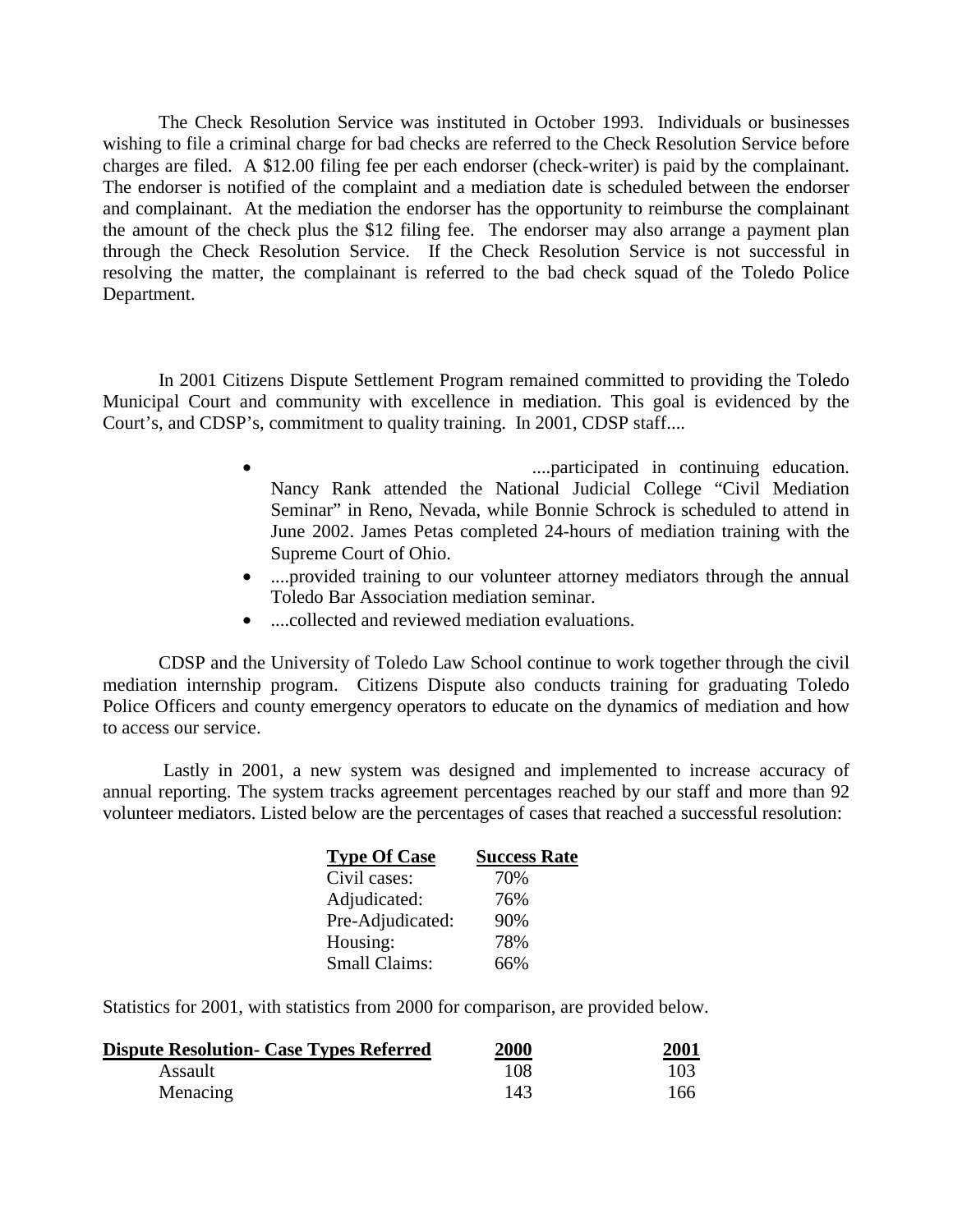The Check Resolution Service was instituted in October 1993. Individuals or businesses wishing to file a criminal charge for bad checks are referred to the Check Resolution Service before charges are filed. A $12.00 filing fee per each endorser (check-writer) is paid by the complainant. The endorser is notified of the complaint and a mediation date is scheduled between the endorser and complainant. At the mediation the endorser has the opportunity to reimburse the complainant the amount of the check plus the $12 filing fee. The endorser may also arrange a payment plan through the Check Resolution Service. If the Check Resolution Service is not successful in resolving the matter, the complainant is referred to the bad check squad of the Toledo Police Department.

In 2001 Citizens Dispute Settlement Program remained committed to providing the Toledo Municipal Court and community with excellence in mediation. This goal is evidenced by the Court's, and CDSP's, commitment to quality training. In 2001, CDSP staff....

- ....participated in continuing education. Nancy Rank attended the National Judicial College "Civil Mediation Seminar" in Reno, Nevada, while Bonnie Schrock is scheduled to attend in June 2002. James Petas completed 24-hours of mediation training with the Supreme Court of Ohio.
- ....provided training to our volunteer attorney mediators through the annual Toledo Bar Association mediation seminar.
- ....collected and reviewed mediation evaluations.

CDSP and the University of Toledo Law School continue to work together through the civil mediation internship program. Citizens Dispute also conducts training for graduating Toledo Police Officers and county emergency operators to educate on the dynamics of mediation and how to access our service.

Lastly in 2001, a new system was designed and implemented to increase accuracy of annual reporting. The system tracks agreement percentages reached by our staff and more than 92 volunteer mediators. Listed below are the percentages of cases that reached a successful resolution:

| Type Of Case | Success Rate |
|---|---|
| Civil cases: | 70% |
| Adjudicated: | 76% |
| Pre-Adjudicated: | 90% |
| Housing: | 78% |
| Small Claims: | 66% |

Statistics for 2001, with statistics from 2000 for comparison, are provided below.

| Dispute Resolution- Case Types Referred | 2000 | 2001 |
|---|---|---|
| Assault | 108 | 103 |
| Menacing | 143 | 166 |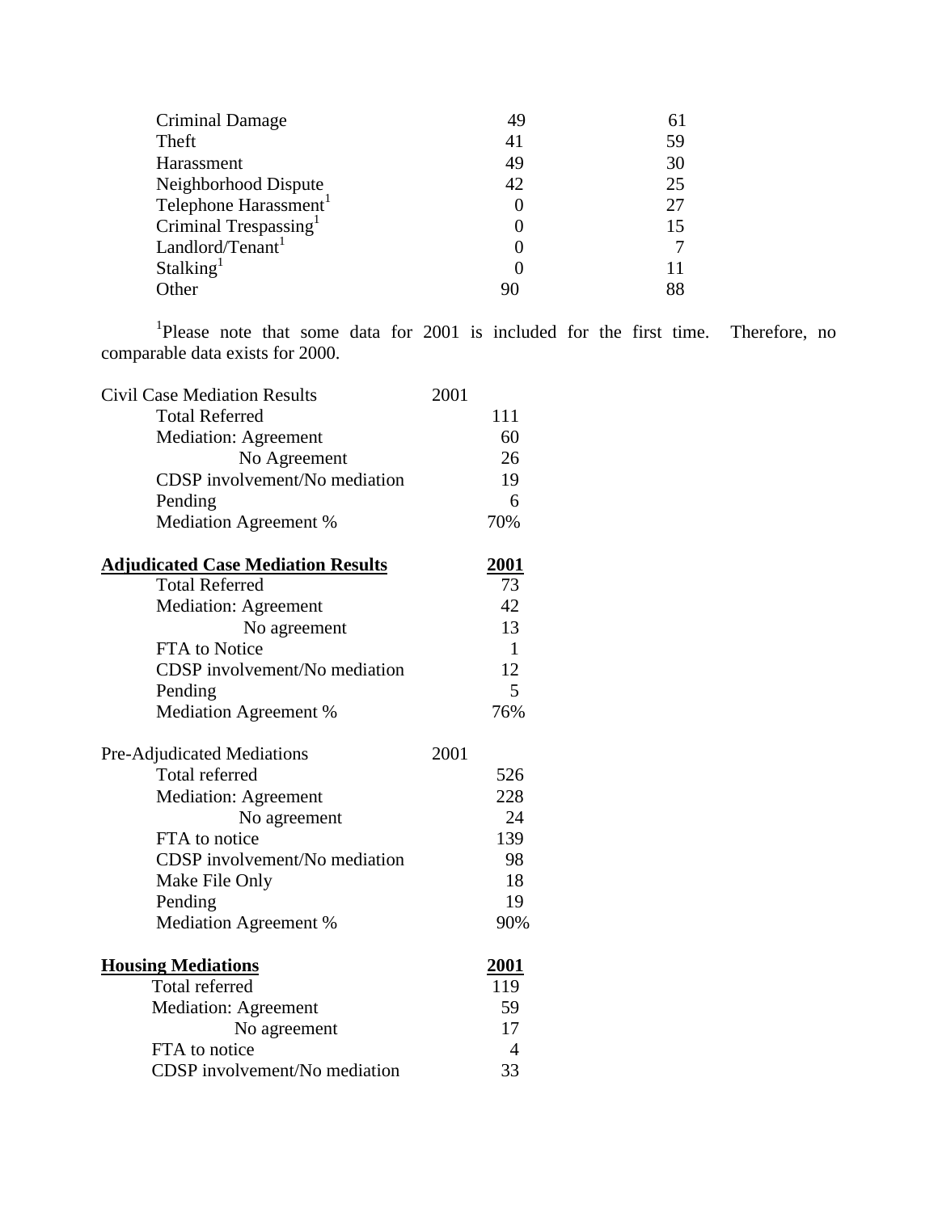| | | |
|---|---|---|
| Criminal Damage | 49 | 61 |
| Theft | 41 | 59 |
| Harassment | 49 | 30 |
| Neighborhood Dispute | 42 | 25 |
| Telephone Harassment[1] | 0 | 27 |
| Criminal Trespassing[1] | 0 | 15 |
| Landlord/Tenant[1] | 0 | 7 |
| Stalking[1] | 0 | 11 |
| Other | 90 | 88 |

[1]Please note that some data for 2001 is included for the first time. Therefore, no comparable data exists for 2000.

| Civil Case Mediation Results | 2001 |
|---|---|
| Total Referred | 111 |
| Mediation: Agreement | 60 |
| No Agreement | 26 |
| CDSP involvement/No mediation | 19 |
| Pending | 6 |
| Mediation Agreement % | 70% |

| **Adjudicated Case Mediation Results** | **2001** |
|---|---|
| Total Referred | 73 |
| Mediation: Agreement | 42 |
| No agreement | 13 |
| FTA to Notice | 1 |
| CDSP involvement/No mediation | 12 |
| Pending | 5 |
| Mediation Agreement % | 76% |

| Pre-Adjudicated Mediations | 2001 |
|---|---|
| Total referred | 526 |
| Mediation: Agreement | 228 |
| No agreement | 24 |
| FTA to notice | 139 |
| CDSP involvement/No mediation | 98 |
| Make File Only | 18 |
| Pending | 19 |
| Mediation Agreement % | 90% |

| **Housing Mediations** | **2001** |
|---|---|
| Total referred | 119 |
| Mediation: Agreement | 59 |
| No agreement | 17 |
| FTA to notice | 4 |
| CDSP involvement/No mediation | 33 |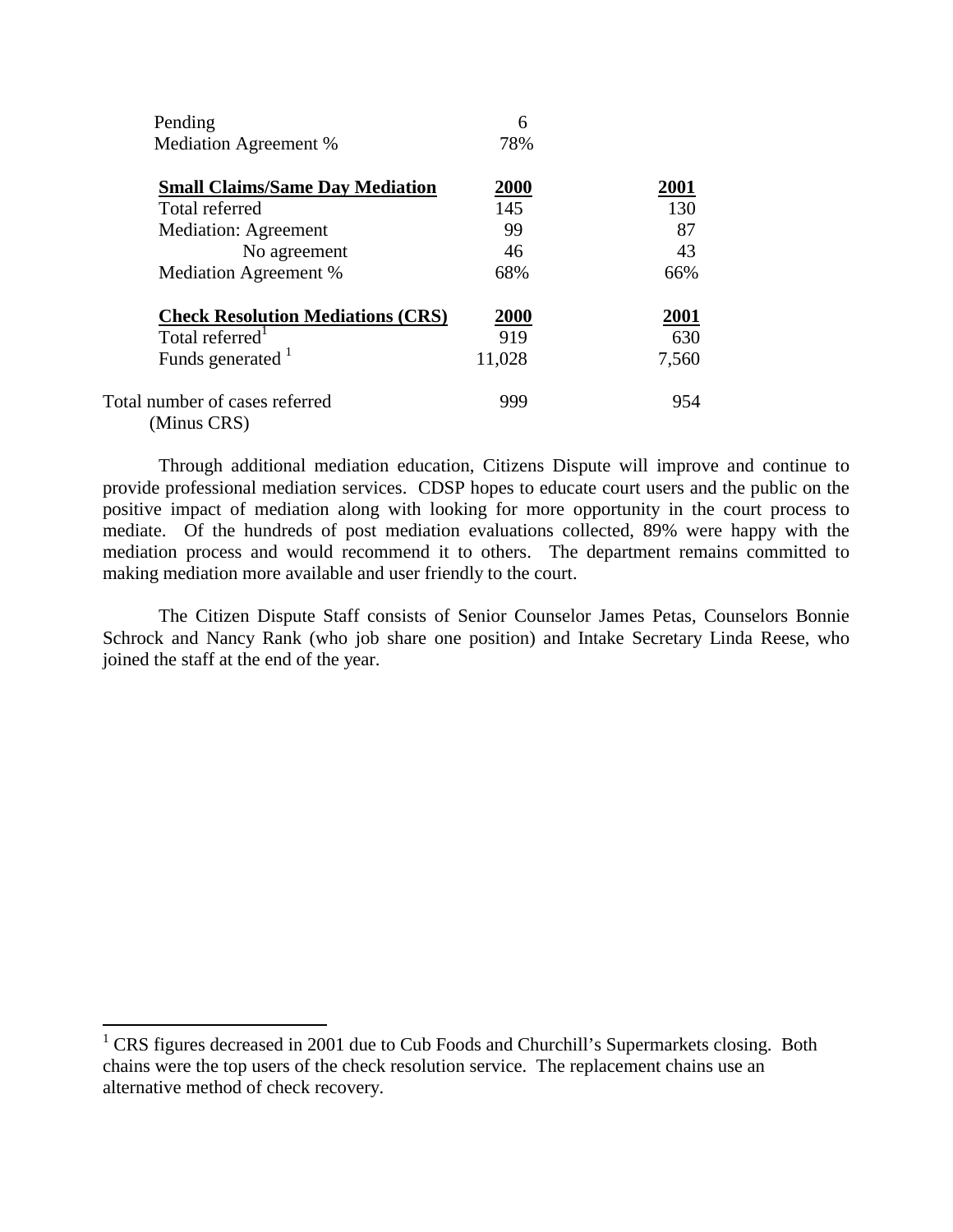| | | |
|---|---|---|
| Pending | 6 | |
| Mediation Agreement % | 78% | |
| | | |
| **Small Claims/Same Day Mediation** | **2000** | **2001** |
| Total referred | 145 | 130 |
| Mediation: Agreement | 99 | 87 |
| No agreement | 46 | 43 |
| Mediation Agreement % | 68% | 66% |
| | | |
| **Check Resolution Mediations (CRS)** | **2000** | **2001** |
| Total referred[1] | 919 | 630 |
| Funds generated [1] | 11,028 | 7,560 |
| | | |
| Total number of cases referred (Minus CRS) | 999 | 954 |

Through additional mediation education, Citizens Dispute will improve and continue to provide professional mediation services. CDSP hopes to educate court users and the public on the positive impact of mediation along with looking for more opportunity in the court process to mediate. Of the hundreds of post mediation evaluations collected, 89% were happy with the mediation process and would recommend it to others. The department remains committed to making mediation more available and user friendly to the court.

The Citizen Dispute Staff consists of Senior Counselor James Petas, Counselors Bonnie Schrock and Nancy Rank (who job share one position) and Intake Secretary Linda Reese, who joined the staff at the end of the year.

---

[1] CRS figures decreased in 2001 due to Cub Foods and Churchill's Supermarkets closing. Both chains were the top users of the check resolution service. The replacement chains use an alternative method of check recovery.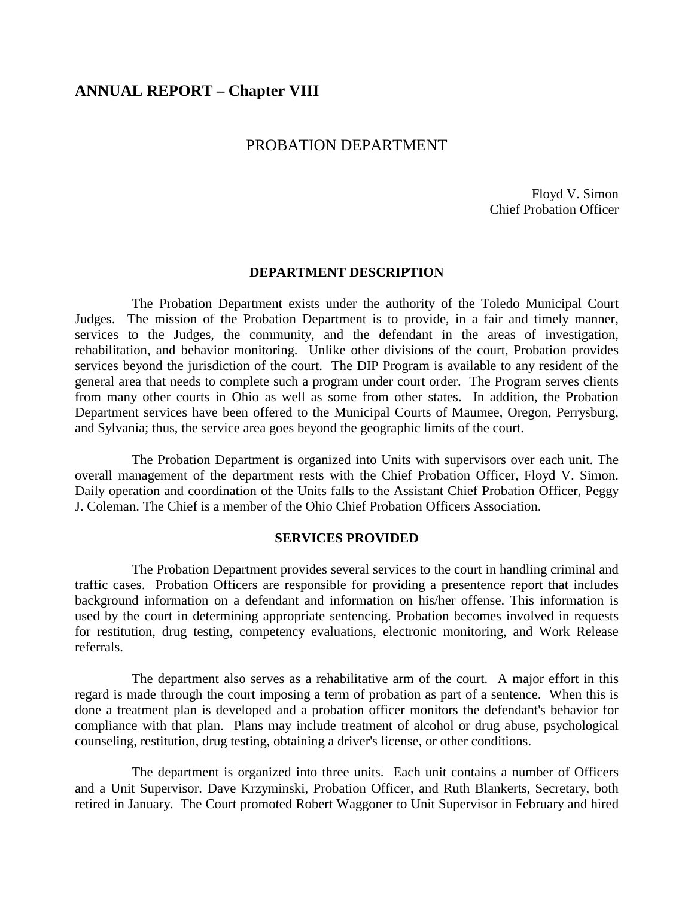## ANNUAL REPORT – Chapter VIII

# PROBATION DEPARTMENT

Floyd V. Simon
Chief Probation Officer

### DEPARTMENT DESCRIPTION

The Probation Department exists under the authority of the Toledo Municipal Court Judges. The mission of the Probation Department is to provide, in a fair and timely manner, services to the Judges, the community, and the defendant in the areas of investigation, rehabilitation, and behavior monitoring. Unlike other divisions of the court, Probation provides services beyond the jurisdiction of the court. The DIP Program is available to any resident of the general area that needs to complete such a program under court order. The Program serves clients from many other courts in Ohio as well as some from other states. In addition, the Probation Department services have been offered to the Municipal Courts of Maumee, Oregon, Perrysburg, and Sylvania; thus, the service area goes beyond the geographic limits of the court.

The Probation Department is organized into Units with supervisors over each unit. The overall management of the department rests with the Chief Probation Officer, Floyd V. Simon. Daily operation and coordination of the Units falls to the Assistant Chief Probation Officer, Peggy J. Coleman. The Chief is a member of the Ohio Chief Probation Officers Association.

### SERVICES PROVIDED

The Probation Department provides several services to the court in handling criminal and traffic cases. Probation Officers are responsible for providing a presentence report that includes background information on a defendant and information on his/her offense. This information is used by the court in determining appropriate sentencing. Probation becomes involved in requests for restitution, drug testing, competency evaluations, electronic monitoring, and Work Release referrals.

The department also serves as a rehabilitative arm of the court. A major effort in this regard is made through the court imposing a term of probation as part of a sentence. When this is done a treatment plan is developed and a probation officer monitors the defendant's behavior for compliance with that plan. Plans may include treatment of alcohol or drug abuse, psychological counseling, restitution, drug testing, obtaining a driver's license, or other conditions.

The department is organized into three units. Each unit contains a number of Officers and a Unit Supervisor. Dave Krzyminski, Probation Officer, and Ruth Blankerts, Secretary, both retired in January. The Court promoted Robert Waggoner to Unit Supervisor in February and hired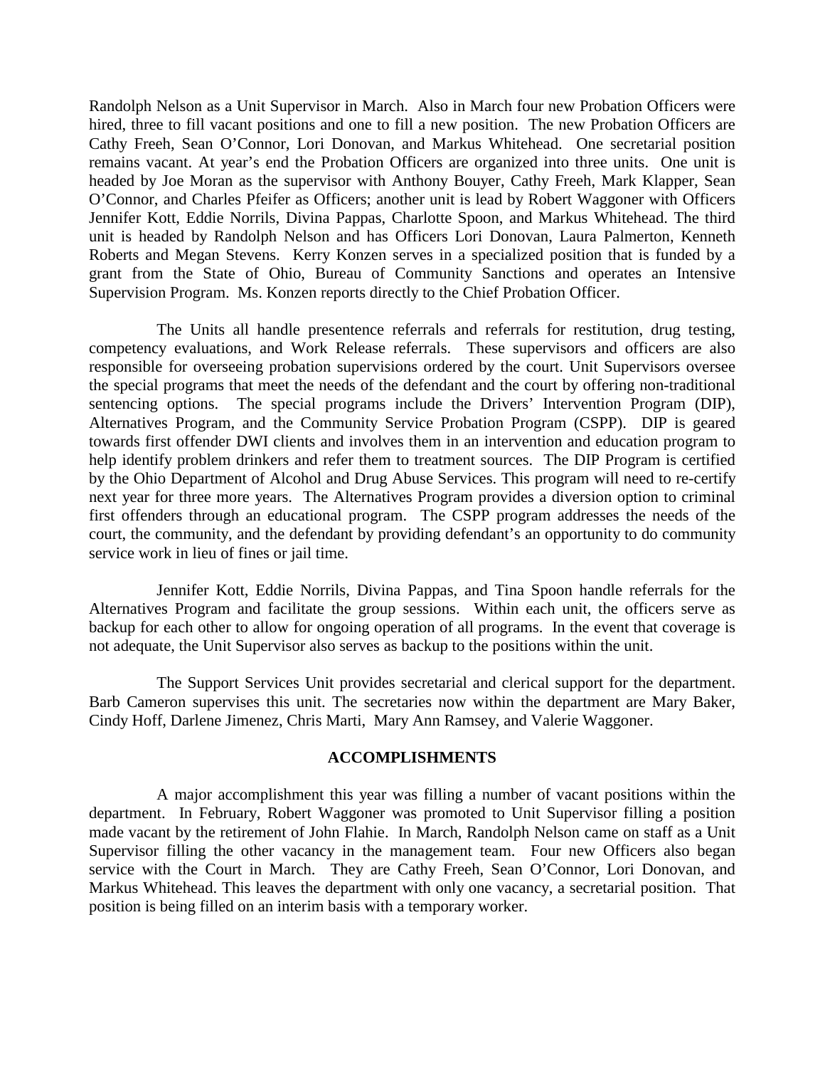Randolph Nelson as a Unit Supervisor in March. Also in March four new Probation Officers were hired, three to fill vacant positions and one to fill a new position. The new Probation Officers are Cathy Freeh, Sean O'Connor, Lori Donovan, and Markus Whitehead. One secretarial position remains vacant. At year's end the Probation Officers are organized into three units. One unit is headed by Joe Moran as the supervisor with Anthony Bouyer, Cathy Freeh, Mark Klapper, Sean O'Connor, and Charles Pfeifer as Officers; another unit is lead by Robert Waggoner with Officers Jennifer Kott, Eddie Norrils, Divina Pappas, Charlotte Spoon, and Markus Whitehead. The third unit is headed by Randolph Nelson and has Officers Lori Donovan, Laura Palmerton, Kenneth Roberts and Megan Stevens. Kerry Konzen serves in a specialized position that is funded by a grant from the State of Ohio, Bureau of Community Sanctions and operates an Intensive Supervision Program. Ms. Konzen reports directly to the Chief Probation Officer.

The Units all handle presentence referrals and referrals for restitution, drug testing, competency evaluations, and Work Release referrals. These supervisors and officers are also responsible for overseeing probation supervisions ordered by the court. Unit Supervisors oversee the special programs that meet the needs of the defendant and the court by offering non-traditional sentencing options. The special programs include the Drivers' Intervention Program (DIP), Alternatives Program, and the Community Service Probation Program (CSPP). DIP is geared towards first offender DWI clients and involves them in an intervention and education program to help identify problem drinkers and refer them to treatment sources. The DIP Program is certified by the Ohio Department of Alcohol and Drug Abuse Services. This program will need to re-certify next year for three more years. The Alternatives Program provides a diversion option to criminal first offenders through an educational program. The CSPP program addresses the needs of the court, the community, and the defendant by providing defendant's an opportunity to do community service work in lieu of fines or jail time.

Jennifer Kott, Eddie Norrils, Divina Pappas, and Tina Spoon handle referrals for the Alternatives Program and facilitate the group sessions. Within each unit, the officers serve as backup for each other to allow for ongoing operation of all programs. In the event that coverage is not adequate, the Unit Supervisor also serves as backup to the positions within the unit.

The Support Services Unit provides secretarial and clerical support for the department. Barb Cameron supervises this unit. The secretaries now within the department are Mary Baker, Cindy Hoff, Darlene Jimenez, Chris Marti, Mary Ann Ramsey, and Valerie Waggoner.

## ACCOMPLISHMENTS

A major accomplishment this year was filling a number of vacant positions within the department. In February, Robert Waggoner was promoted to Unit Supervisor filling a position made vacant by the retirement of John Flahie. In March, Randolph Nelson came on staff as a Unit Supervisor filling the other vacancy in the management team. Four new Officers also began service with the Court in March. They are Cathy Freeh, Sean O'Connor, Lori Donovan, and Markus Whitehead. This leaves the department with only one vacancy, a secretarial position. That position is being filled on an interim basis with a temporary worker.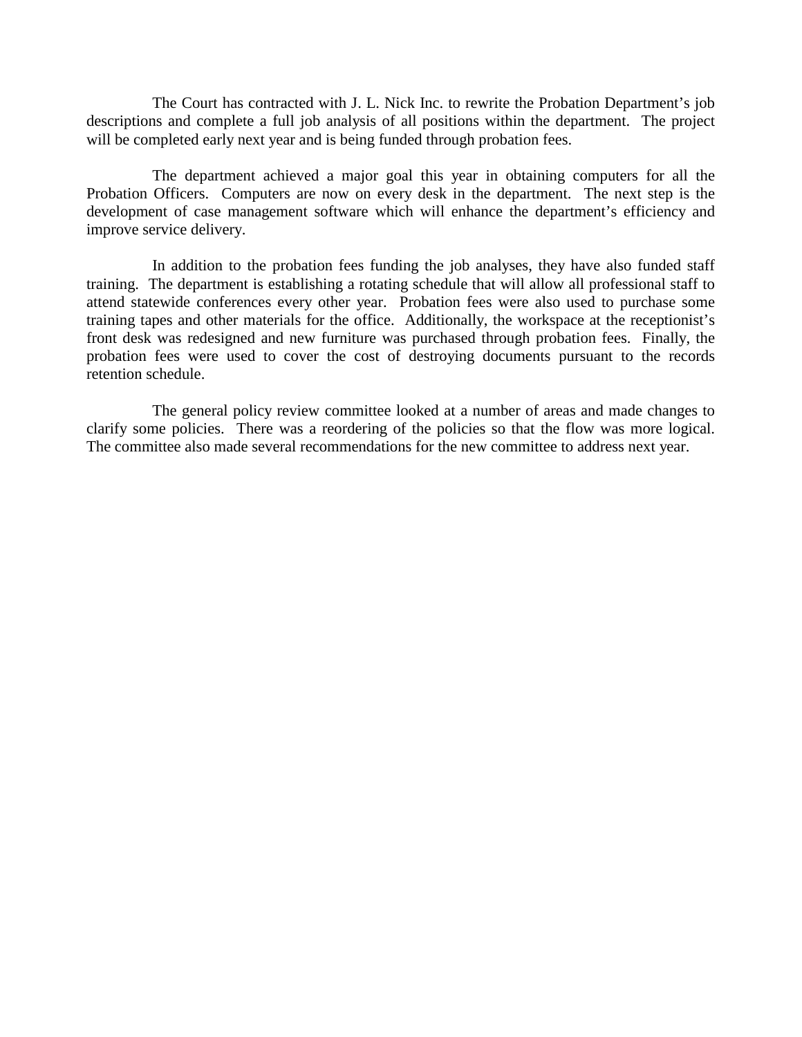The Court has contracted with J. L. Nick Inc. to rewrite the Probation Department's job descriptions and complete a full job analysis of all positions within the department. The project will be completed early next year and is being funded through probation fees.

The department achieved a major goal this year in obtaining computers for all the Probation Officers. Computers are now on every desk in the department. The next step is the development of case management software which will enhance the department's efficiency and improve service delivery.

In addition to the probation fees funding the job analyses, they have also funded staff training. The department is establishing a rotating schedule that will allow all professional staff to attend statewide conferences every other year. Probation fees were also used to purchase some training tapes and other materials for the office. Additionally, the workspace at the receptionist's front desk was redesigned and new furniture was purchased through probation fees. Finally, the probation fees were used to cover the cost of destroying documents pursuant to the records retention schedule.

The general policy review committee looked at a number of areas and made changes to clarify some policies. There was a reordering of the policies so that the flow was more logical. The committee also made several recommendations for the new committee to address next year.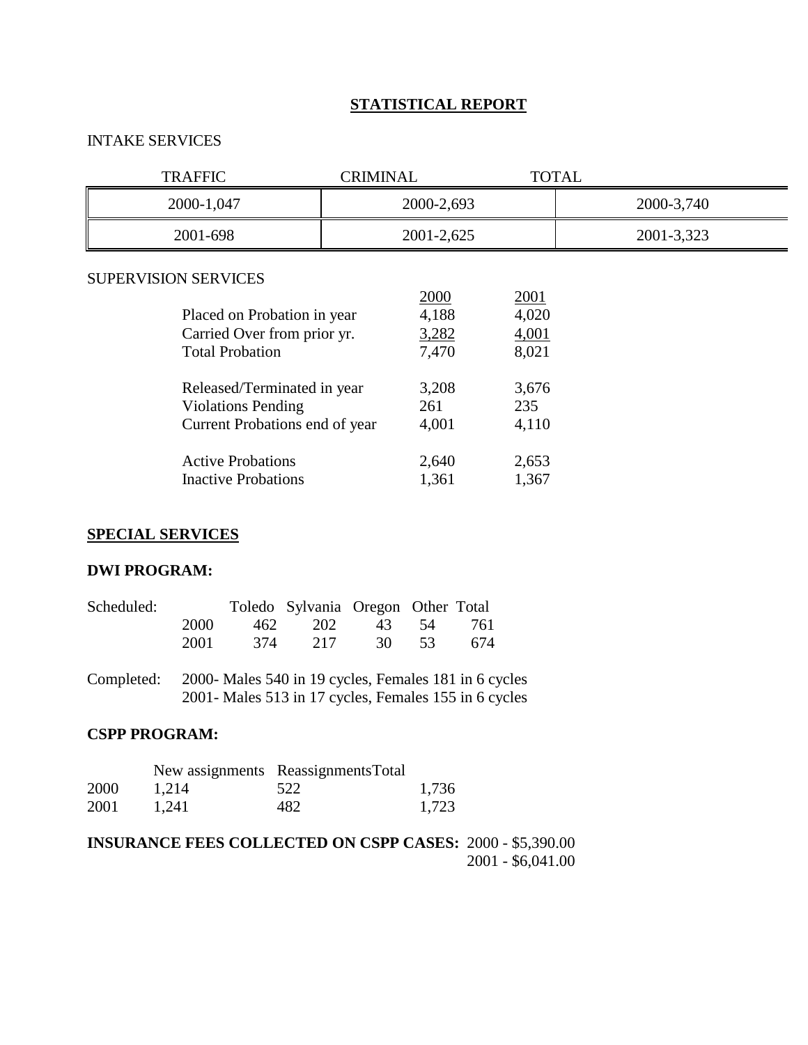# STATISTICAL REPORT

INTAKE SERVICES

| TRAFFIC | CRIMINAL | TOTAL |
|---|---|---|
| 2000-1,047 | 2000-2,693 | 2000-3,740 |
| 2001-698 | 2001-2,625 | 2001-3,323 |

SUPERVISION SERVICES

| | 2000 | 2001 |
|---|---|---|
| Placed on Probation in year | 4,188 | 4,020 |
| Carried Over from prior yr. | 3,282 | 4,001 |
| Total Probation | 7,470 | 8,021 |
| Released/Terminated in year | 3,208 | 3,676 |
| Violations Pending | 261 | 235 |
| Current Probations end of year | 4,001 | 4,110 |
| Active Probations | 2,640 | 2,653 |
| Inactive Probations | 1,361 | 1,367 |

## SPECIAL SERVICES

### DWI PROGRAM:

| Scheduled: | | Toledo | Sylvania | Oregon | Other | Total |
|---|---|---|---|---|---|---|
| | 2000 | 462 | 202 | 43 | 54 | 761 |
| | 2001 | 374 | 217 | 30 | 53 | 674 |

Completed: 2000- Males 540 in 19 cycles, Females 181 in 6 cycles
2001- Males 513 in 17 cycles, Females 155 in 6 cycles

### CSPP PROGRAM:

| | New assignments | Reassignments | Total |
|---|---|---|---|
| 2000 | 1,214 | 522 | 1,736 |
| 2001 | 1,241 | 482 | 1,723 |

**INSURANCE FEES COLLECTED ON CSPP CASES:** 2000 - $5,390.00
2001 - $6,041.00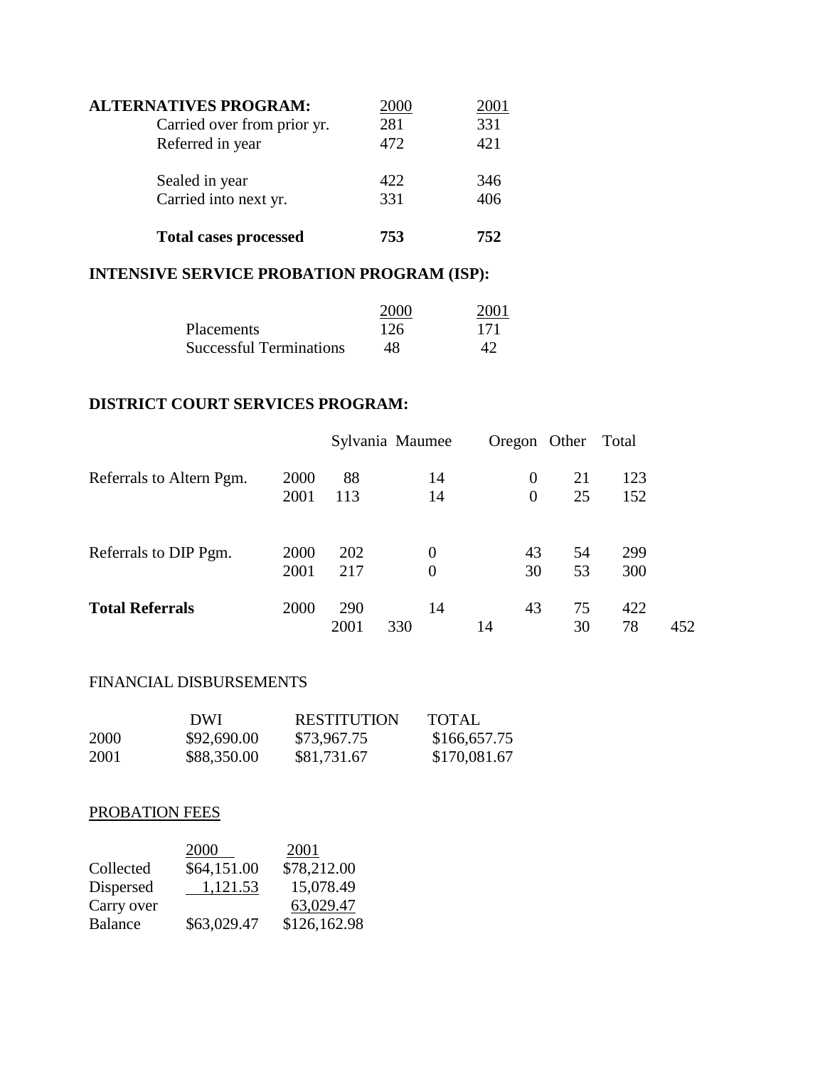**ALTERNATIVES PROGRAM:**

| | 2000 | 2001 |
|---|---|---|
| Carried over from prior yr. | 281 | 331 |
| Referred in year | 472 | 421 |
| Sealed in year | 422 | 346 |
| Carried into next yr. | 331 | 406 |
| **Total cases processed** | **753** | **752** |

**INTENSIVE SERVICE PROBATION PROGRAM (ISP):**

| | 2000 | 2001 |
|---|---|---|
| Placements | 126 | 171 |
| Successful Terminations | 48 | 42 |

**DISTRICT COURT SERVICES PROGRAM:**

| | | Sylvania | Maumee | Oregon | Other | Total |
|---|---|---|---|---|---|---|
| Referrals to Altern Pgm. | 2000 | 88 | 14 | 0 | 21 | 123 |
| | 2001 | 113 | 14 | 0 | 25 | 152 |
| Referrals to DIP Pgm. | 2000 | 202 | 0 | 43 | 54 | 299 |
| | 2001 | 217 | 0 | 30 | 53 | 300 |
| **Total Referrals** | 2000 | 290 | 14 | 43 | 75 | 422 |
| | 2001 | 330 | 14 | 30 | 78 | 452 |

FINANCIAL DISBURSEMENTS

| | DWI | RESTITUTION | TOTAL |
|---|---|---|---|
| 2000 | $92,690.00 | $73,967.75 | $166,657.75 |
| 2001 | $88,350.00 | $81,731.67 | $170,081.67 |

PROBATION FEES

| | 2000 | 2001 |
|---|---|---|
| Collected | $64,151.00 | $78,212.00 |
| Dispersed | 1,121.53 | 15,078.49 |
| Carry over | | 63,029.47 |
| Balance | $63,029.47 | $126,162.98 |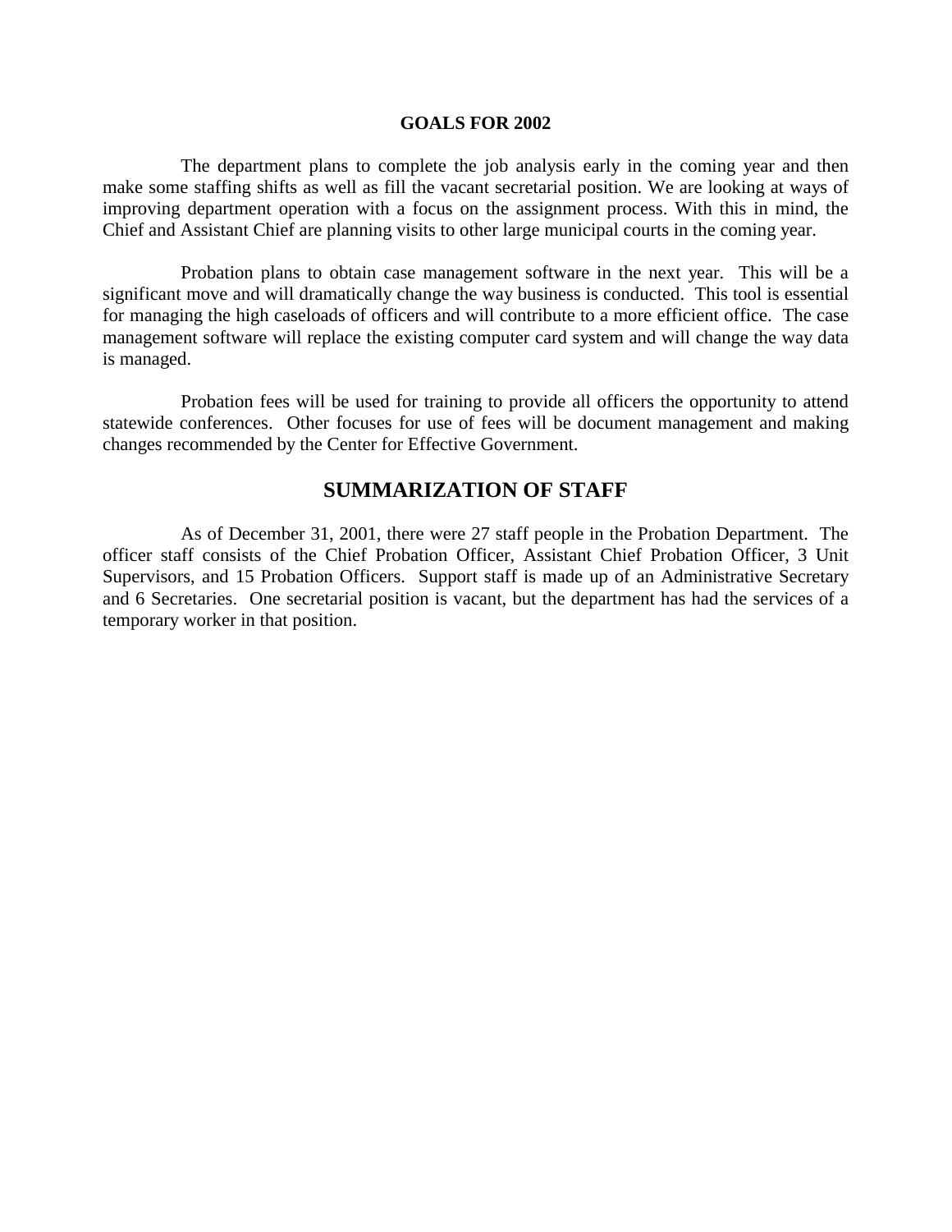## GOALS FOR 2002

The department plans to complete the job analysis early in the coming year and then make some staffing shifts as well as fill the vacant secretarial position. We are looking at ways of improving department operation with a focus on the assignment process. With this in mind, the Chief and Assistant Chief are planning visits to other large municipal courts in the coming year.

Probation plans to obtain case management software in the next year. This will be a significant move and will dramatically change the way business is conducted. This tool is essential for managing the high caseloads of officers and will contribute to a more efficient office. The case management software will replace the existing computer card system and will change the way data is managed.

Probation fees will be used for training to provide all officers the opportunity to attend statewide conferences. Other focuses for use of fees will be document management and making changes recommended by the Center for Effective Government.

# SUMMARIZATION OF STAFF

As of December 31, 2001, there were 27 staff people in the Probation Department. The officer staff consists of the Chief Probation Officer, Assistant Chief Probation Officer, 3 Unit Supervisors, and 15 Probation Officers. Support staff is made up of an Administrative Secretary and 6 Secretaries. One secretarial position is vacant, but the department has had the services of a temporary worker in that position.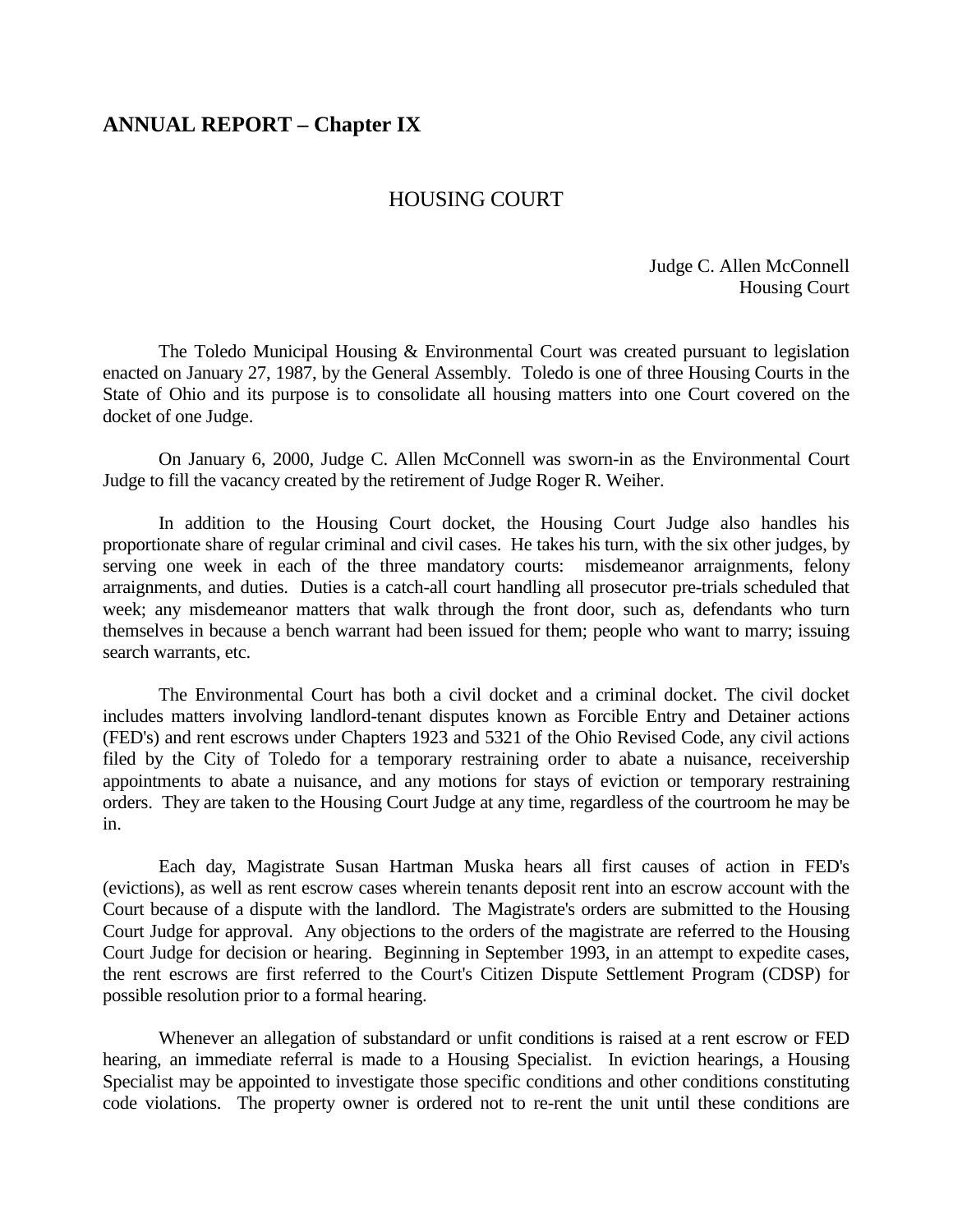# ANNUAL REPORT – Chapter IX

## HOUSING COURT

Judge C. Allen McConnell
Housing Court

The Toledo Municipal Housing & Environmental Court was created pursuant to legislation enacted on January 27, 1987, by the General Assembly. Toledo is one of three Housing Courts in the State of Ohio and its purpose is to consolidate all housing matters into one Court covered on the docket of one Judge.

On January 6, 2000, Judge C. Allen McConnell was sworn-in as the Environmental Court Judge to fill the vacancy created by the retirement of Judge Roger R. Weiher.

In addition to the Housing Court docket, the Housing Court Judge also handles his proportionate share of regular criminal and civil cases. He takes his turn, with the six other judges, by serving one week in each of the three mandatory courts: misdemeanor arraignments, felony arraignments, and duties. Duties is a catch-all court handling all prosecutor pre-trials scheduled that week; any misdemeanor matters that walk through the front door, such as, defendants who turn themselves in because a bench warrant had been issued for them; people who want to marry; issuing search warrants, etc.

The Environmental Court has both a civil docket and a criminal docket. The civil docket includes matters involving landlord-tenant disputes known as Forcible Entry and Detainer actions (FED's) and rent escrows under Chapters 1923 and 5321 of the Ohio Revised Code, any civil actions filed by the City of Toledo for a temporary restraining order to abate a nuisance, receivership appointments to abate a nuisance, and any motions for stays of eviction or temporary restraining orders. They are taken to the Housing Court Judge at any time, regardless of the courtroom he may be in.

Each day, Magistrate Susan Hartman Muska hears all first causes of action in FED's (evictions), as well as rent escrow cases wherein tenants deposit rent into an escrow account with the Court because of a dispute with the landlord. The Magistrate's orders are submitted to the Housing Court Judge for approval. Any objections to the orders of the magistrate are referred to the Housing Court Judge for decision or hearing. Beginning in September 1993, in an attempt to expedite cases, the rent escrows are first referred to the Court's Citizen Dispute Settlement Program (CDSP) for possible resolution prior to a formal hearing.

Whenever an allegation of substandard or unfit conditions is raised at a rent escrow or FED hearing, an immediate referral is made to a Housing Specialist. In eviction hearings, a Housing Specialist may be appointed to investigate those specific conditions and other conditions constituting code violations. The property owner is ordered not to re-rent the unit until these conditions are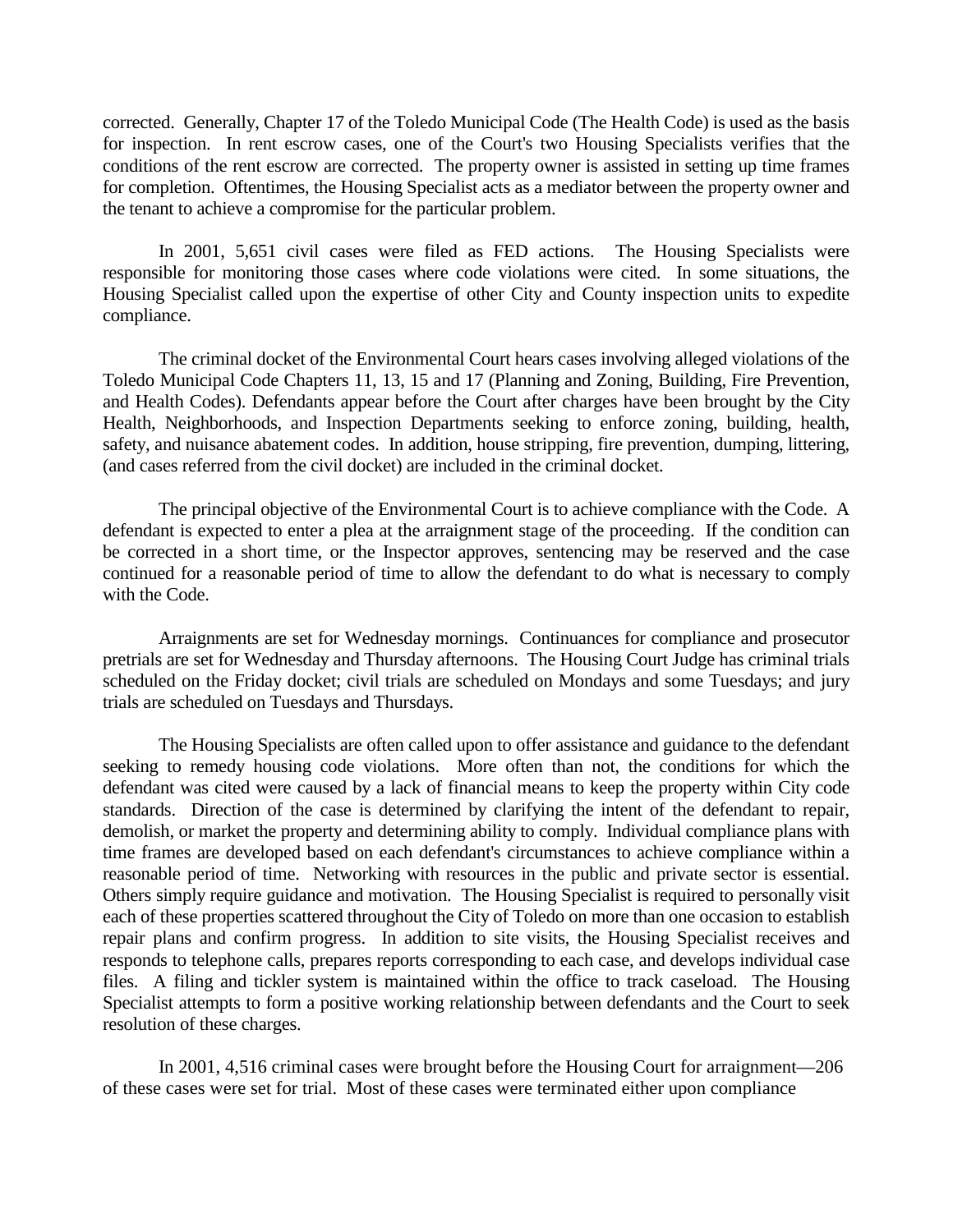corrected. Generally, Chapter 17 of the Toledo Municipal Code (The Health Code) is used as the basis for inspection. In rent escrow cases, one of the Court's two Housing Specialists verifies that the conditions of the rent escrow are corrected. The property owner is assisted in setting up time frames for completion. Oftentimes, the Housing Specialist acts as a mediator between the property owner and the tenant to achieve a compromise for the particular problem.

In 2001, 5,651 civil cases were filed as FED actions. The Housing Specialists were responsible for monitoring those cases where code violations were cited. In some situations, the Housing Specialist called upon the expertise of other City and County inspection units to expedite compliance.

The criminal docket of the Environmental Court hears cases involving alleged violations of the Toledo Municipal Code Chapters 11, 13, 15 and 17 (Planning and Zoning, Building, Fire Prevention, and Health Codes). Defendants appear before the Court after charges have been brought by the City Health, Neighborhoods, and Inspection Departments seeking to enforce zoning, building, health, safety, and nuisance abatement codes. In addition, house stripping, fire prevention, dumping, littering, (and cases referred from the civil docket) are included in the criminal docket.

The principal objective of the Environmental Court is to achieve compliance with the Code. A defendant is expected to enter a plea at the arraignment stage of the proceeding. If the condition can be corrected in a short time, or the Inspector approves, sentencing may be reserved and the case continued for a reasonable period of time to allow the defendant to do what is necessary to comply with the Code.

Arraignments are set for Wednesday mornings. Continuances for compliance and prosecutor pretrials are set for Wednesday and Thursday afternoons. The Housing Court Judge has criminal trials scheduled on the Friday docket; civil trials are scheduled on Mondays and some Tuesdays; and jury trials are scheduled on Tuesdays and Thursdays.

The Housing Specialists are often called upon to offer assistance and guidance to the defendant seeking to remedy housing code violations. More often than not, the conditions for which the defendant was cited were caused by a lack of financial means to keep the property within City code standards. Direction of the case is determined by clarifying the intent of the defendant to repair, demolish, or market the property and determining ability to comply. Individual compliance plans with time frames are developed based on each defendant's circumstances to achieve compliance within a reasonable period of time. Networking with resources in the public and private sector is essential. Others simply require guidance and motivation. The Housing Specialist is required to personally visit each of these properties scattered throughout the City of Toledo on more than one occasion to establish repair plans and confirm progress. In addition to site visits, the Housing Specialist receives and responds to telephone calls, prepares reports corresponding to each case, and develops individual case files. A filing and tickler system is maintained within the office to track caseload. The Housing Specialist attempts to form a positive working relationship between defendants and the Court to seek resolution of these charges.

In 2001, 4,516 criminal cases were brought before the Housing Court for arraignment—206 of these cases were set for trial. Most of these cases were terminated either upon compliance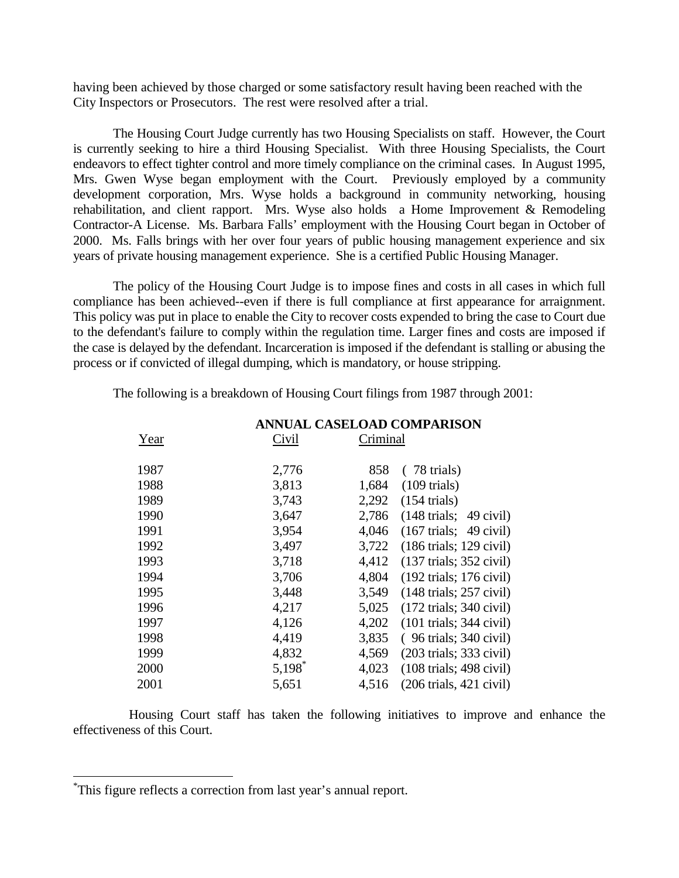having been achieved by those charged or some satisfactory result having been reached with the City Inspectors or Prosecutors. The rest were resolved after a trial.

The Housing Court Judge currently has two Housing Specialists on staff. However, the Court is currently seeking to hire a third Housing Specialist. With three Housing Specialists, the Court endeavors to effect tighter control and more timely compliance on the criminal cases. In August 1995, Mrs. Gwen Wyse began employment with the Court. Previously employed by a community development corporation, Mrs. Wyse holds a background in community networking, housing rehabilitation, and client rapport. Mrs. Wyse also holds a Home Improvement & Remodeling Contractor-A License. Ms. Barbara Falls' employment with the Housing Court began in October of 2000. Ms. Falls brings with her over four years of public housing management experience and six years of private housing management experience. She is a certified Public Housing Manager.

The policy of the Housing Court Judge is to impose fines and costs in all cases in which full compliance has been achieved--even if there is full compliance at first appearance for arraignment. This policy was put in place to enable the City to recover costs expended to bring the case to Court due to the defendant's failure to comply within the regulation time. Larger fines and costs are imposed if the case is delayed by the defendant. Incarceration is imposed if the defendant is stalling or abusing the process or if convicted of illegal dumping, which is mandatory, or house stripping.

The following is a breakdown of Housing Court filings from 1987 through 2001:

**ANNUAL CASELOAD COMPARISON**

| Year | Civil | Criminal | |
|---|---|---|---|
| 1987 | 2,776 | 858 | ( 78 trials) |
| 1988 | 3,813 | 1,684 | (109 trials) |
| 1989 | 3,743 | 2,292 | (154 trials) |
| 1990 | 3,647 | 2,786 | (148 trials; 49 civil) |
| 1991 | 3,954 | 4,046 | (167 trials; 49 civil) |
| 1992 | 3,497 | 3,722 | (186 trials; 129 civil) |
| 1993 | 3,718 | 4,412 | (137 trials; 352 civil) |
| 1994 | 3,706 | 4,804 | (192 trials; 176 civil) |
| 1995 | 3,448 | 3,549 | (148 trials; 257 civil) |
| 1996 | 4,217 | 5,025 | (172 trials; 340 civil) |
| 1997 | 4,126 | 4,202 | (101 trials; 344 civil) |
| 1998 | 4,419 | 3,835 | ( 96 trials; 340 civil) |
| 1999 | 4,832 | 4,569 | (203 trials; 333 civil) |
| 2000 | 5,198* | 4,023 | (108 trials; 498 civil) |
| 2001 | 5,651 | 4,516 | (206 trials, 421 civil) |

Housing Court staff has taken the following initiatives to improve and enhance the effectiveness of this Court.

*This figure reflects a correction from last year's annual report.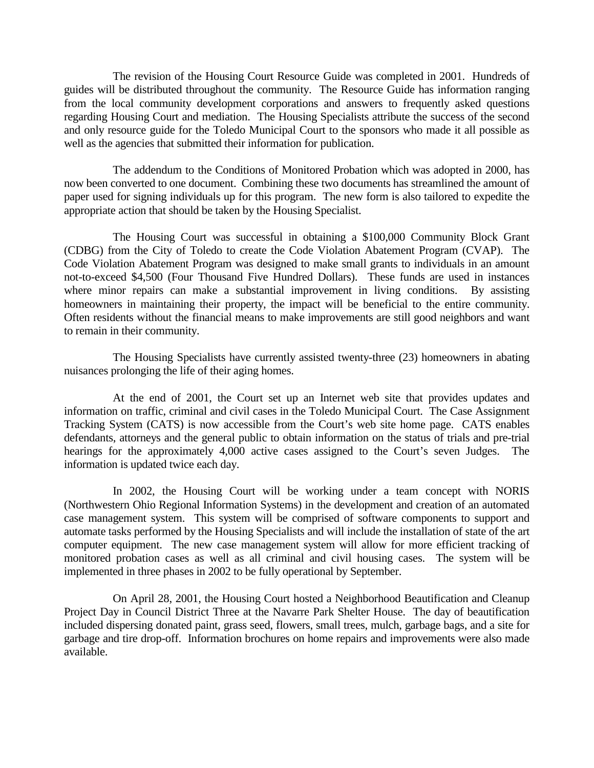The revision of the Housing Court Resource Guide was completed in 2001. Hundreds of guides will be distributed throughout the community. The Resource Guide has information ranging from the local community development corporations and answers to frequently asked questions regarding Housing Court and mediation. The Housing Specialists attribute the success of the second and only resource guide for the Toledo Municipal Court to the sponsors who made it all possible as well as the agencies that submitted their information for publication.

The addendum to the Conditions of Monitored Probation which was adopted in 2000, has now been converted to one document. Combining these two documents has streamlined the amount of paper used for signing individuals up for this program. The new form is also tailored to expedite the appropriate action that should be taken by the Housing Specialist.

The Housing Court was successful in obtaining a $100,000 Community Block Grant (CDBG) from the City of Toledo to create the Code Violation Abatement Program (CVAP). The Code Violation Abatement Program was designed to make small grants to individuals in an amount not-to-exceed $4,500 (Four Thousand Five Hundred Dollars). These funds are used in instances where minor repairs can make a substantial improvement in living conditions. By assisting homeowners in maintaining their property, the impact will be beneficial to the entire community. Often residents without the financial means to make improvements are still good neighbors and want to remain in their community.

The Housing Specialists have currently assisted twenty-three (23) homeowners in abating nuisances prolonging the life of their aging homes.

At the end of 2001, the Court set up an Internet web site that provides updates and information on traffic, criminal and civil cases in the Toledo Municipal Court. The Case Assignment Tracking System (CATS) is now accessible from the Court's web site home page. CATS enables defendants, attorneys and the general public to obtain information on the status of trials and pre-trial hearings for the approximately 4,000 active cases assigned to the Court's seven Judges. The information is updated twice each day.

In 2002, the Housing Court will be working under a team concept with NORIS (Northwestern Ohio Regional Information Systems) in the development and creation of an automated case management system. This system will be comprised of software components to support and automate tasks performed by the Housing Specialists and will include the installation of state of the art computer equipment. The new case management system will allow for more efficient tracking of monitored probation cases as well as all criminal and civil housing cases. The system will be implemented in three phases in 2002 to be fully operational by September.

On April 28, 2001, the Housing Court hosted a Neighborhood Beautification and Cleanup Project Day in Council District Three at the Navarre Park Shelter House. The day of beautification included dispersing donated paint, grass seed, flowers, small trees, mulch, garbage bags, and a site for garbage and tire drop-off. Information brochures on home repairs and improvements were also made available.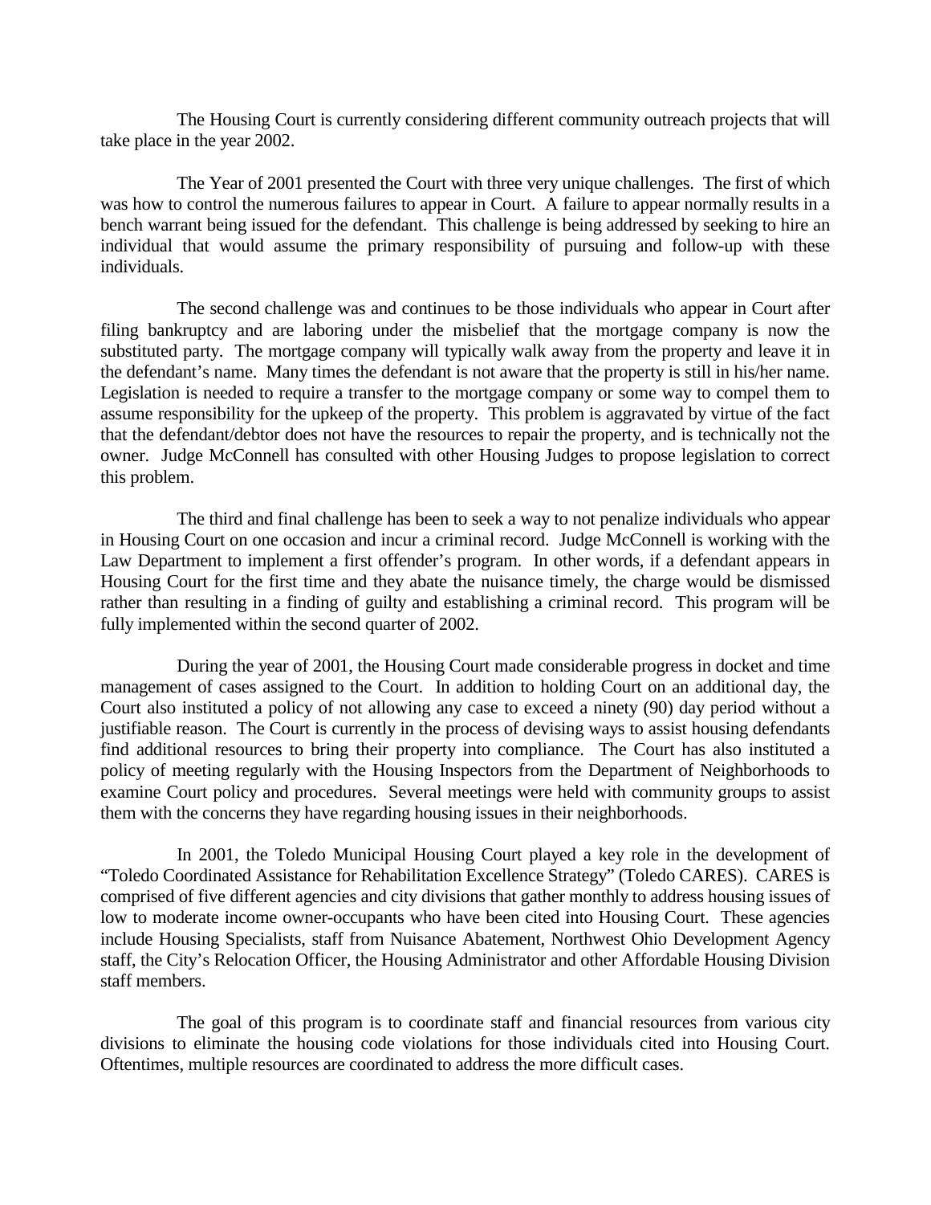The Housing Court is currently considering different community outreach projects that will take place in the year 2002.

The Year of 2001 presented the Court with three very unique challenges. The first of which was how to control the numerous failures to appear in Court. A failure to appear normally results in a bench warrant being issued for the defendant. This challenge is being addressed by seeking to hire an individual that would assume the primary responsibility of pursuing and follow-up with these individuals.

The second challenge was and continues to be those individuals who appear in Court after filing bankruptcy and are laboring under the misbelief that the mortgage company is now the substituted party. The mortgage company will typically walk away from the property and leave it in the defendant's name. Many times the defendant is not aware that the property is still in his/her name. Legislation is needed to require a transfer to the mortgage company or some way to compel them to assume responsibility for the upkeep of the property. This problem is aggravated by virtue of the fact that the defendant/debtor does not have the resources to repair the property, and is technically not the owner. Judge McConnell has consulted with other Housing Judges to propose legislation to correct this problem.

The third and final challenge has been to seek a way to not penalize individuals who appear in Housing Court on one occasion and incur a criminal record. Judge McConnell is working with the Law Department to implement a first offender's program. In other words, if a defendant appears in Housing Court for the first time and they abate the nuisance timely, the charge would be dismissed rather than resulting in a finding of guilty and establishing a criminal record. This program will be fully implemented within the second quarter of 2002.

During the year of 2001, the Housing Court made considerable progress in docket and time management of cases assigned to the Court. In addition to holding Court on an additional day, the Court also instituted a policy of not allowing any case to exceed a ninety (90) day period without a justifiable reason. The Court is currently in the process of devising ways to assist housing defendants find additional resources to bring their property into compliance. The Court has also instituted a policy of meeting regularly with the Housing Inspectors from the Department of Neighborhoods to examine Court policy and procedures. Several meetings were held with community groups to assist them with the concerns they have regarding housing issues in their neighborhoods.

In 2001, the Toledo Municipal Housing Court played a key role in the development of "Toledo Coordinated Assistance for Rehabilitation Excellence Strategy" (Toledo CARES). CARES is comprised of five different agencies and city divisions that gather monthly to address housing issues of low to moderate income owner-occupants who have been cited into Housing Court. These agencies include Housing Specialists, staff from Nuisance Abatement, Northwest Ohio Development Agency staff, the City's Relocation Officer, the Housing Administrator and other Affordable Housing Division staff members.

The goal of this program is to coordinate staff and financial resources from various city divisions to eliminate the housing code violations for those individuals cited into Housing Court. Oftentimes, multiple resources are coordinated to address the more difficult cases.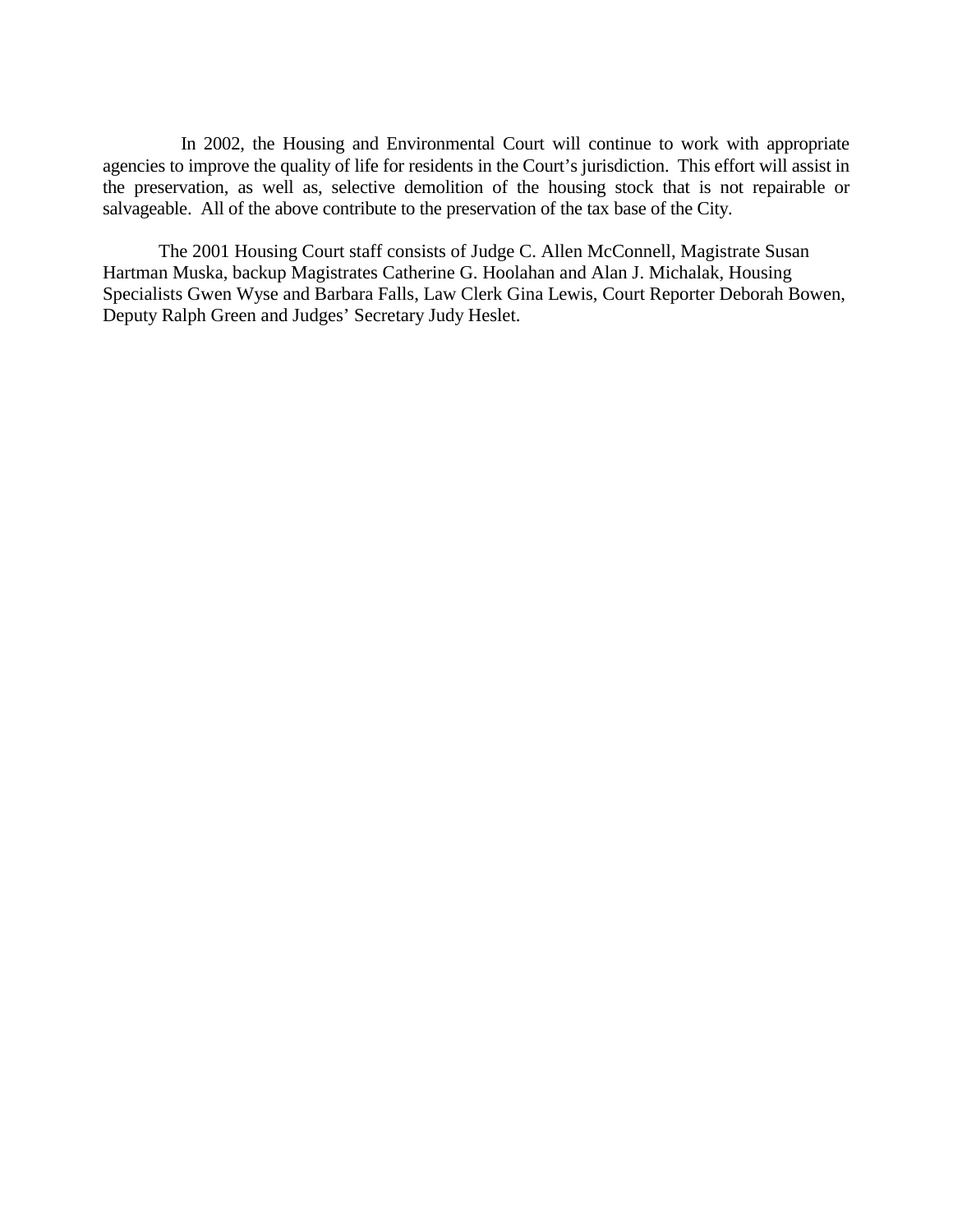In 2002, the Housing and Environmental Court will continue to work with appropriate agencies to improve the quality of life for residents in the Court's jurisdiction. This effort will assist in the preservation, as well as, selective demolition of the housing stock that is not repairable or salvageable. All of the above contribute to the preservation of the tax base of the City.

The 2001 Housing Court staff consists of Judge C. Allen McConnell, Magistrate Susan Hartman Muska, backup Magistrates Catherine G. Hoolahan and Alan J. Michalak, Housing Specialists Gwen Wyse and Barbara Falls, Law Clerk Gina Lewis, Court Reporter Deborah Bowen, Deputy Ralph Green and Judges' Secretary Judy Heslet.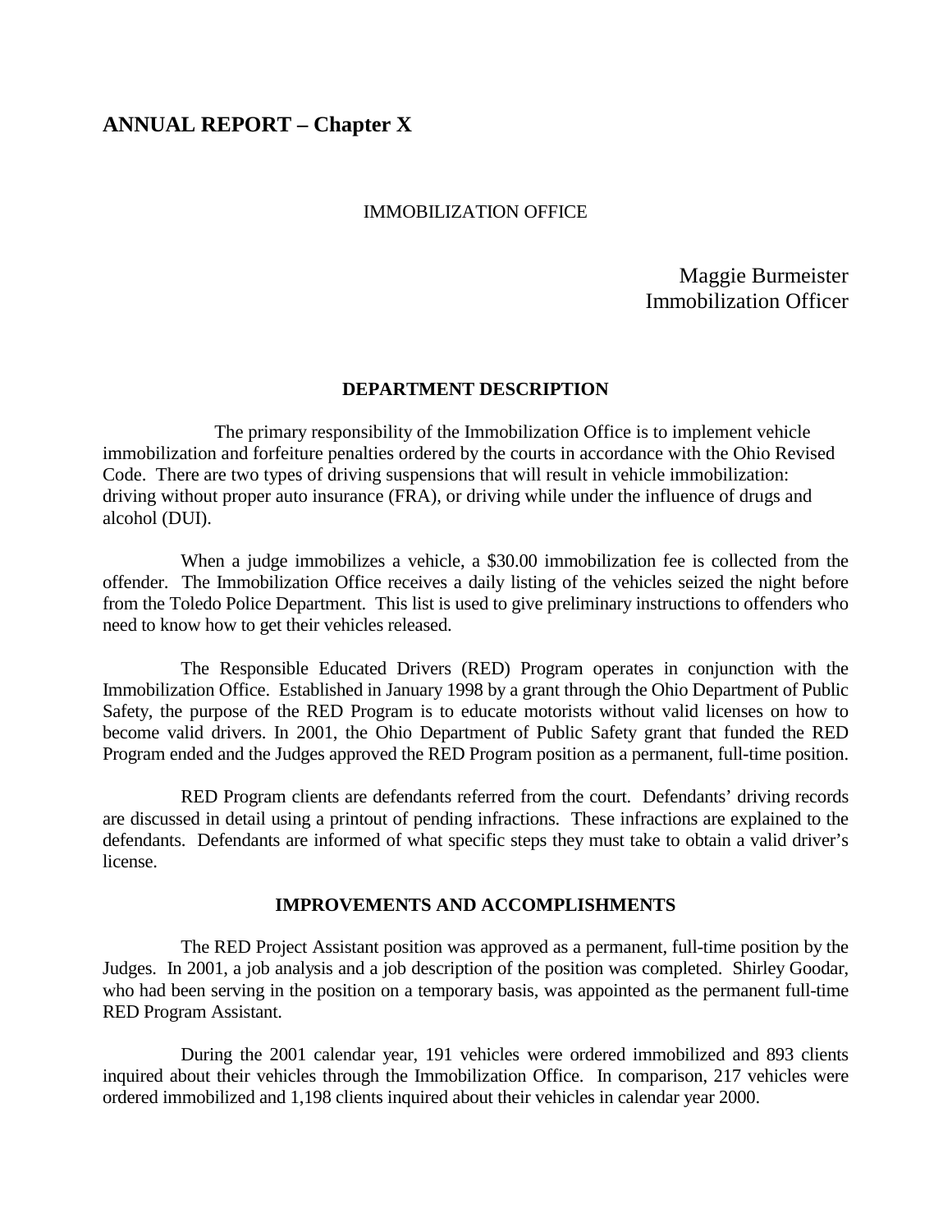# ANNUAL REPORT – Chapter X

IMMOBILIZATION OFFICE

Maggie Burmeister
Immobilization Officer

### DEPARTMENT DESCRIPTION

The primary responsibility of the Immobilization Office is to implement vehicle immobilization and forfeiture penalties ordered by the courts in accordance with the Ohio Revised Code. There are two types of driving suspensions that will result in vehicle immobilization: driving without proper auto insurance (FRA), or driving while under the influence of drugs and alcohol (DUI).

When a judge immobilizes a vehicle, a $30.00 immobilization fee is collected from the offender. The Immobilization Office receives a daily listing of the vehicles seized the night before from the Toledo Police Department. This list is used to give preliminary instructions to offenders who need to know how to get their vehicles released.

The Responsible Educated Drivers (RED) Program operates in conjunction with the Immobilization Office. Established in January 1998 by a grant through the Ohio Department of Public Safety, the purpose of the RED Program is to educate motorists without valid licenses on how to become valid drivers. In 2001, the Ohio Department of Public Safety grant that funded the RED Program ended and the Judges approved the RED Program position as a permanent, full-time position.

RED Program clients are defendants referred from the court. Defendants' driving records are discussed in detail using a printout of pending infractions. These infractions are explained to the defendants. Defendants are informed of what specific steps they must take to obtain a valid driver's license.

### IMPROVEMENTS AND ACCOMPLISHMENTS

The RED Project Assistant position was approved as a permanent, full-time position by the Judges. In 2001, a job analysis and a job description of the position was completed. Shirley Goodar, who had been serving in the position on a temporary basis, was appointed as the permanent full-time RED Program Assistant.

During the 2001 calendar year, 191 vehicles were ordered immobilized and 893 clients inquired about their vehicles through the Immobilization Office. In comparison, 217 vehicles were ordered immobilized and 1,198 clients inquired about their vehicles in calendar year 2000.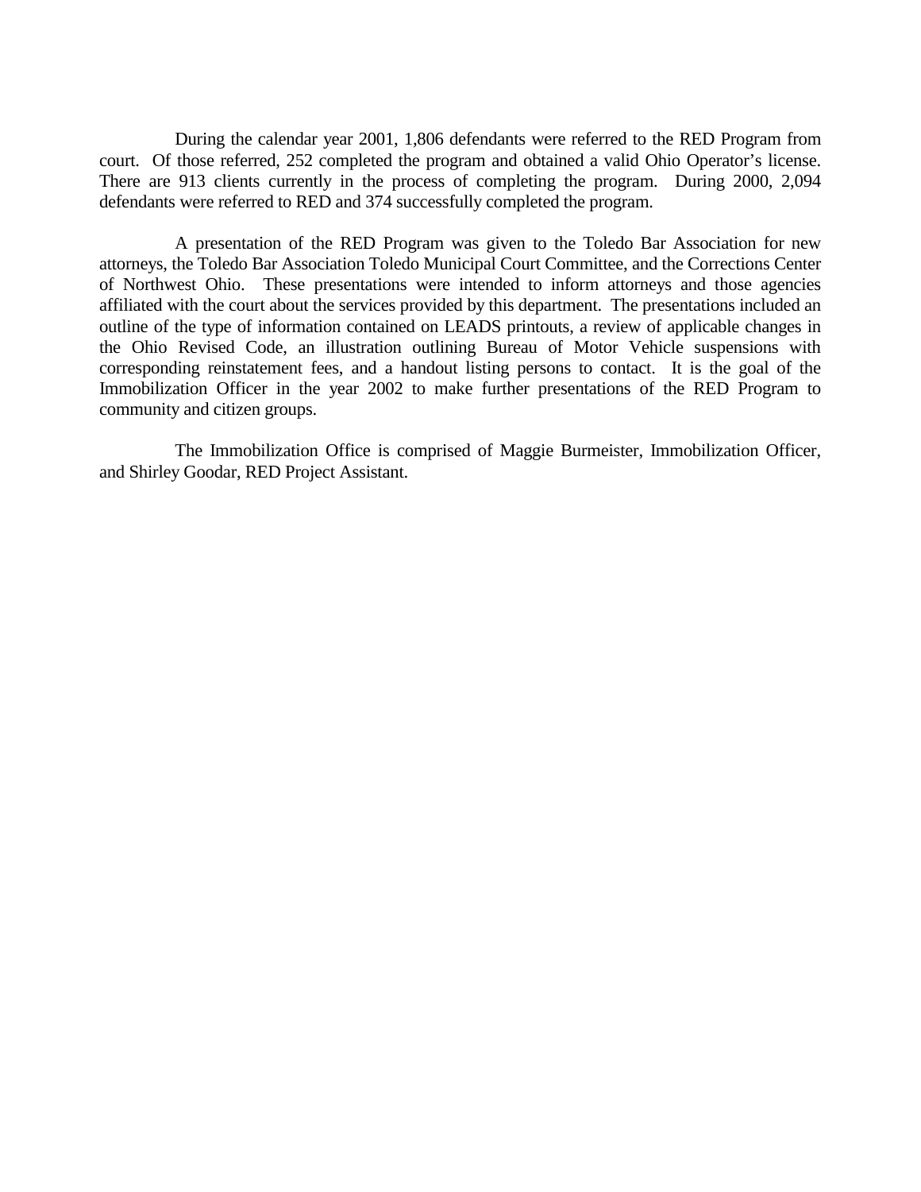During the calendar year 2001, 1,806 defendants were referred to the RED Program from court. Of those referred, 252 completed the program and obtained a valid Ohio Operator's license. There are 913 clients currently in the process of completing the program. During 2000, 2,094 defendants were referred to RED and 374 successfully completed the program.

A presentation of the RED Program was given to the Toledo Bar Association for new attorneys, the Toledo Bar Association Toledo Municipal Court Committee, and the Corrections Center of Northwest Ohio. These presentations were intended to inform attorneys and those agencies affiliated with the court about the services provided by this department. The presentations included an outline of the type of information contained on LEADS printouts, a review of applicable changes in the Ohio Revised Code, an illustration outlining Bureau of Motor Vehicle suspensions with corresponding reinstatement fees, and a handout listing persons to contact. It is the goal of the Immobilization Officer in the year 2002 to make further presentations of the RED Program to community and citizen groups.

The Immobilization Office is comprised of Maggie Burmeister, Immobilization Officer, and Shirley Goodar, RED Project Assistant.